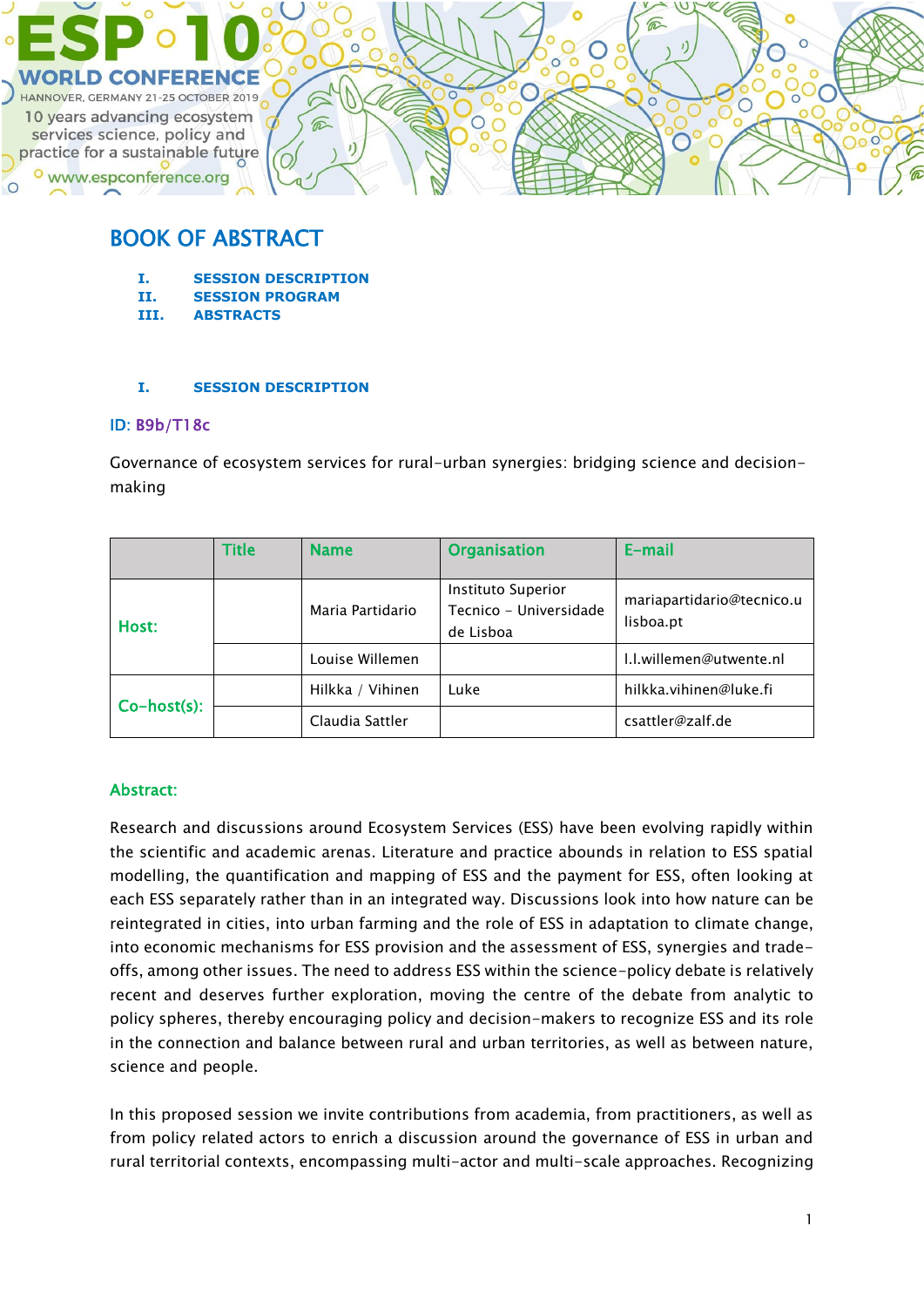ESP 10 WORLD CONFERENCE

HANNOVER, GERMANY 21-25 OCTOBER 2019

10 years advancing ecosystem services science, policy and practice for a sustainable future

www.espconference.org

# BOOK OF ABSTRACT

- I. SESSION DESCRIPTION
- II. SESSION PROGRAM
- III. ABSTRACTS

## I. SESSION DESCRIPTION

ID: B9b/T18c

Governance of ecosystem services for rural-urban synergies: bridging science and decision-making

| | Title | Name | Organisation | E-mail |
|---|---|---|---|---|
| Host: | | Maria Partidario | Instituto Superior Tecnico - Universidade de Lisboa | mariapartidario@tecnico.ulisboa.pt |
| | | Louise Willemen | | l.l.willemen@utwente.nl |
| Co-host(s): | | Hilkka / Vihinen | Luke | hilkka.vihinen@luke.fi |
| | | Claudia Sattler | | csattler@zalf.de |

**Abstract:**

Research and discussions around Ecosystem Services (ESS) have been evolving rapidly within the scientific and academic arenas. Literature and practice abounds in relation to ESS spatial modelling, the quantification and mapping of ESS and the payment for ESS, often looking at each ESS separately rather than in an integrated way. Discussions look into how nature can be reintegrated in cities, into urban farming and the role of ESS in adaptation to climate change, into economic mechanisms for ESS provision and the assessment of ESS, synergies and trade-offs, among other issues. The need to address ESS within the science-policy debate is relatively recent and deserves further exploration, moving the centre of the debate from analytic to policy spheres, thereby encouraging policy and decision-makers to recognize ESS and its role in the connection and balance between rural and urban territories, as well as between nature, science and people.

In this proposed session we invite contributions from academia, from practitioners, as well as from policy related actors to enrich a discussion around the governance of ESS in urban and rural territorial contexts, encompassing multi-actor and multi-scale approaches. Recognizing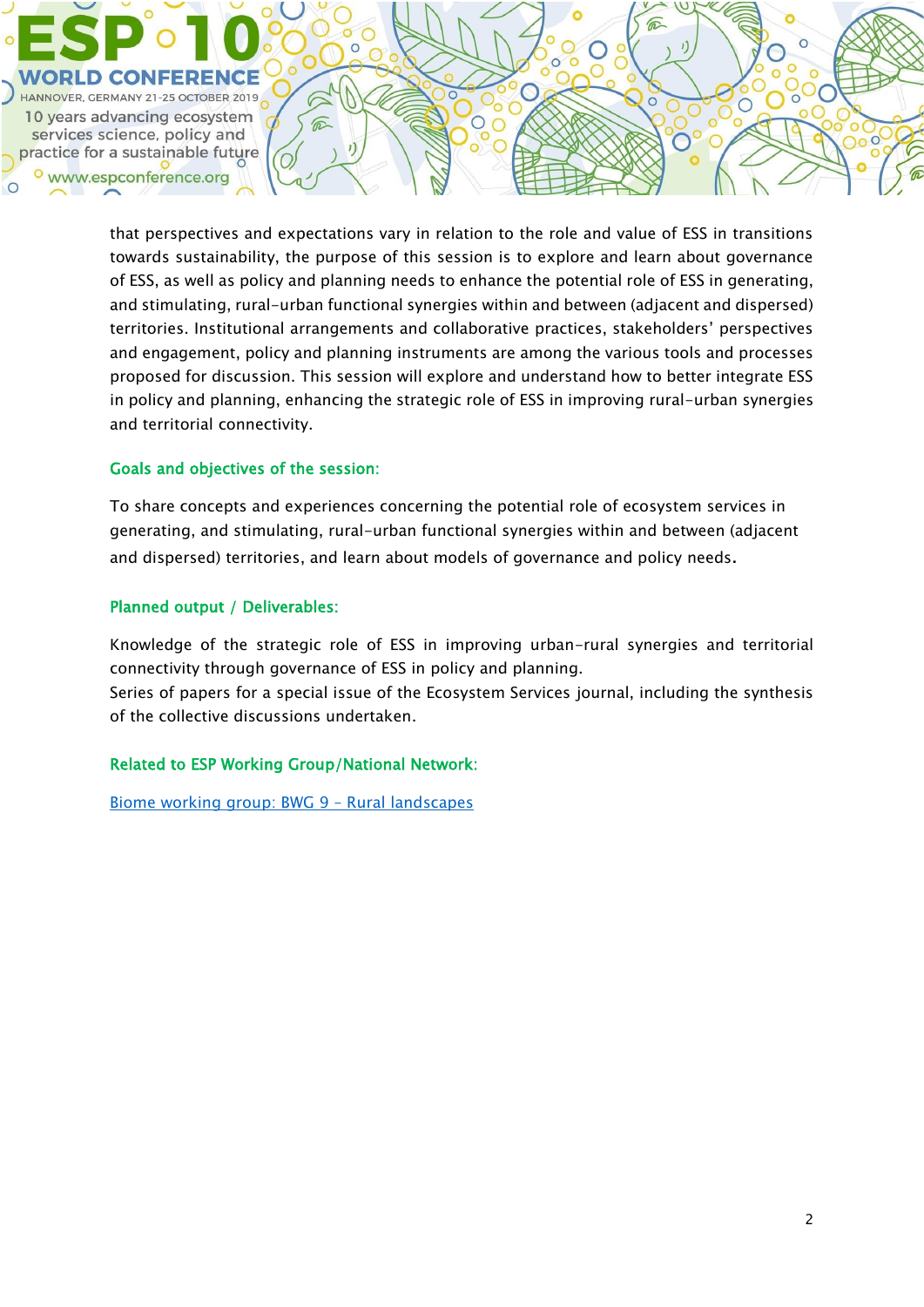that perspectives and expectations vary in relation to the role and value of ESS in transitions towards sustainability, the purpose of this session is to explore and learn about governance of ESS, as well as policy and planning needs to enhance the potential role of ESS in generating, and stimulating, rural-urban functional synergies within and between (adjacent and dispersed) territories. Institutional arrangements and collaborative practices, stakeholders' perspectives and engagement, policy and planning instruments are among the various tools and processes proposed for discussion. This session will explore and understand how to better integrate ESS in policy and planning, enhancing the strategic role of ESS in improving rural-urban synergies and territorial connectivity.

### Goals and objectives of the session:

To share concepts and experiences concerning the potential role of ecosystem services in generating, and stimulating, rural-urban functional synergies within and between (adjacent and dispersed) territories, and learn about models of governance and policy needs.

### Planned output / Deliverables:

Knowledge of the strategic role of ESS in improving urban-rural synergies and territorial connectivity through governance of ESS in policy and planning.
Series of papers for a special issue of the Ecosystem Services journal, including the synthesis of the collective discussions undertaken.

### Related to ESP Working Group/National Network:

Biome working group: BWG 9 – Rural landscapes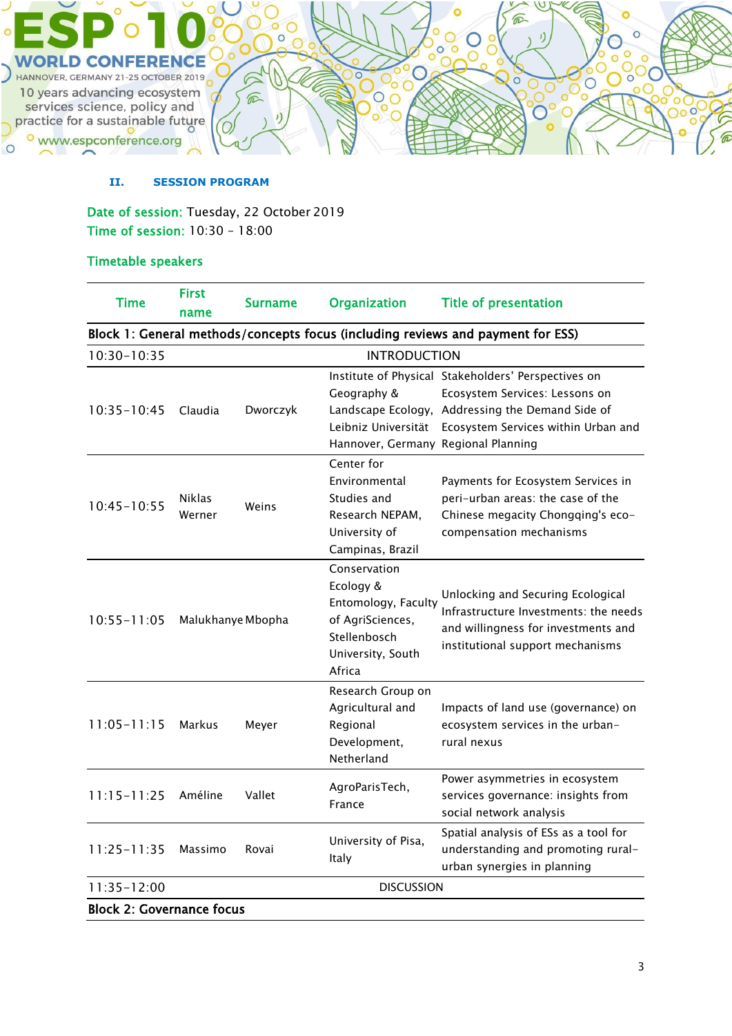## II. SESSION PROGRAM

**Date of session:** Tuesday, 22 October 2019
**Time of session:** 10:30 – 18:00

### Timetable speakers

| Time | First name | Surname | Organization | Title of presentation |
|---|---|---|---|---|
| **Block 1: General methods/concepts focus (including reviews and payment for ESS)** | | | | |
| 10:30-10:35 | | | INTRODUCTION | |
| 10:35-10:45 | Claudia | Dworczyk | Institute of Physical Geography & Landscape Ecology, Leibniz Universität Hannover, Germany | Stakeholders' Perspectives on Ecosystem Services: Lessons on Addressing the Demand Side of Ecosystem Services within Urban and Regional Planning |
| 10:45-10:55 | Niklas Werner | Weins | Center for Environmental Studies and Research NEPAM, University of Campinas, Brazil | Payments for Ecosystem Services in peri-urban areas: the case of the Chinese megacity Chongqing's eco-compensation mechanisms |
| 10:55-11:05 | Malukhanye | Mbopha | Conservation Ecology & Entomology, Faculty of AgriSciences, Stellenbosch University, South Africa | Unlocking and Securing Ecological Infrastructure Investments: the needs and willingness for investments and institutional support mechanisms |
| 11:05-11:15 | Markus | Meyer | Research Group on Agricultural and Regional Development, Netherland | Impacts of land use (governance) on ecosystem services in the urban-rural nexus |
| 11:15-11:25 | Améline | Vallet | AgroParisTech, France | Power asymmetries in ecosystem services governance: insights from social network analysis |
| 11:25-11:35 | Massimo | Rovai | University of Pisa, Italy | Spatial analysis of ESs as a tool for understanding and promoting rural-urban synergies in planning |
| 11:35-12:00 | | | DISCUSSION | |
| **Block 2: Governance focus** | | | | |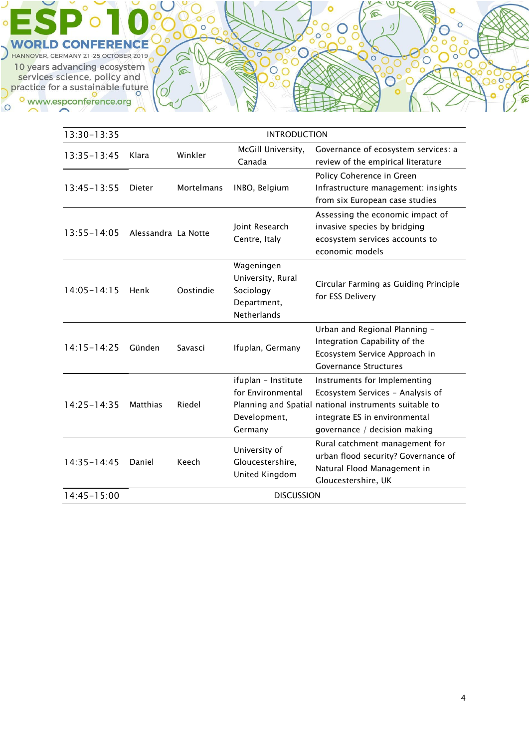| 13:30-13:35 | INTRODUCTION | | | |
|---|---|---|---|---|
| 13:35-13:45 | Klara | Winkler | McGill University, Canada | Governance of ecosystem services: a review of the empirical literature |
| 13:45-13:55 | Dieter | Mortelmans | INBO, Belgium | Policy Coherence in Green Infrastructure management: insights from six European case studies |
| 13:55-14:05 | Alessandra | La Notte | Joint Research Centre, Italy | Assessing the economic impact of invasive species by bridging ecosystem services accounts to economic models |
| 14:05-14:15 | Henk | Oostindie | Wageningen University, Rural Sociology Department, Netherlands | Circular Farming as Guiding Principle for ESS Delivery |
| 14:15-14:25 | Günden | Savasci | Ifuplan, Germany | Urban and Regional Planning - Integration Capability of the Ecosystem Service Approach in Governance Structures |
| 14:25-14:35 | Matthias | Riedel | ifuplan - Institute for Environmental Planning and Spatial Development, Germany | Instruments for Implementing Ecosystem Services - Analysis of national instruments suitable to integrate ES in environmental governance / decision making |
| 14:35-14:45 | Daniel | Keech | University of Gloucestershire, United Kingdom | Rural catchment management for urban flood security? Governance of Natural Flood Management in Gloucestershire, UK |
| 14:45-15:00 | DISCUSSION | | | |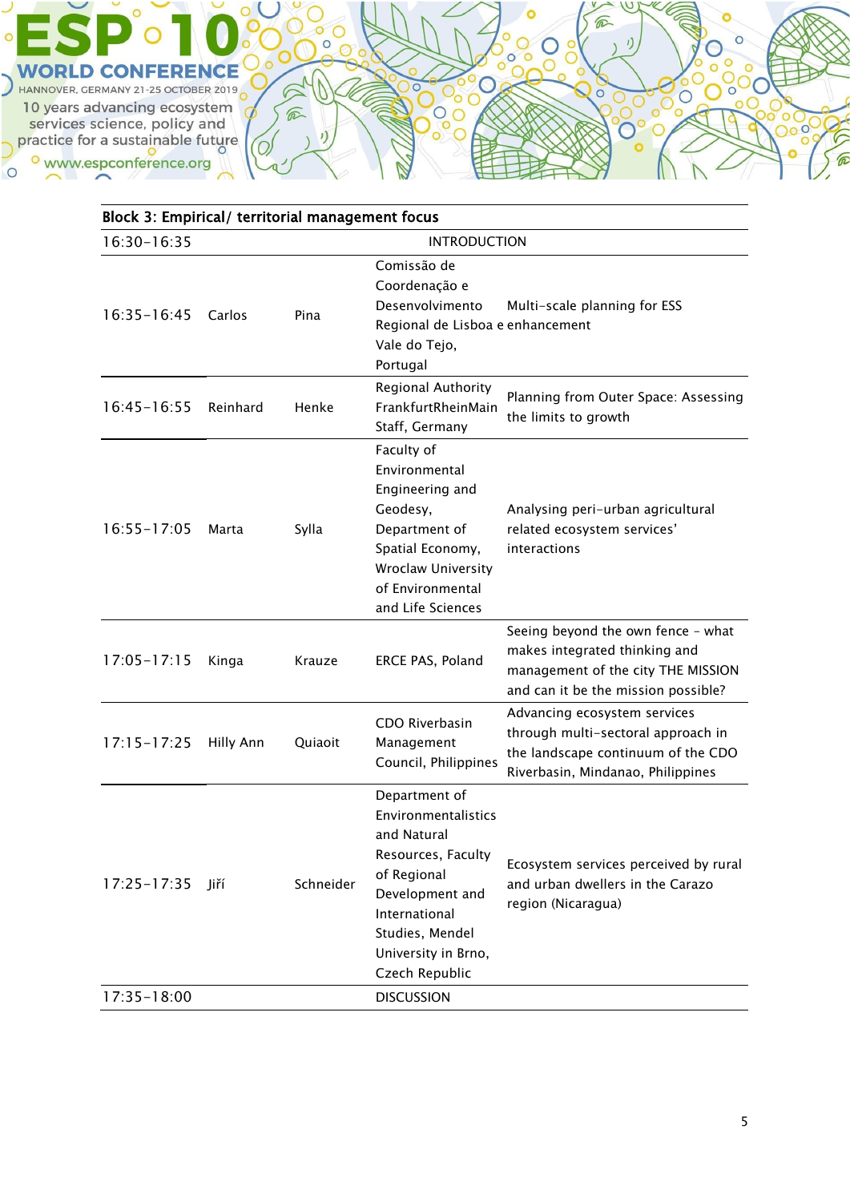| Block 3: Empirical/ territorial management focus | | | | |
|---|---|---|---|---|
| 16:30-16:35 | | | INTRODUCTION | |
| 16:35-16:45 | Carlos | Pina | Comissão de Coordenação e Desenvolvimento Regional de Lisboa e Vale do Tejo, Portugal | Multi-scale planning for ESS enhancement |
| 16:45-16:55 | Reinhard | Henke | Regional Authority FrankfurtRheinMain Staff, Germany | Planning from Outer Space: Assessing the limits to growth |
| 16:55-17:05 | Marta | Sylla | Faculty of Environmental Engineering and Geodesy, Department of Spatial Economy, Wroclaw University of Environmental and Life Sciences | Analysing peri-urban agricultural related ecosystem services' interactions |
| 17:05-17:15 | Kinga | Krauze | ERCE PAS, Poland | Seeing beyond the own fence - what makes integrated thinking and management of the city THE MISSION and can it be the mission possible? |
| 17:15-17:25 | Hilly Ann | Quiaoit | CDO Riverbasin Management Council, Philippines | Advancing ecosystem services through multi-sectoral approach in the landscape continuum of the CDO Riverbasin, Mindanao, Philippines |
| 17:25-17:35 | Jiří | Schneider | Department of Environmentalistics and Natural Resources, Faculty of Regional Development and International Studies, Mendel University in Brno, Czech Republic | Ecosystem services perceived by rural and urban dwellers in the Carazo region (Nicaragua) |
| 17:35-18:00 | | | DISCUSSION | |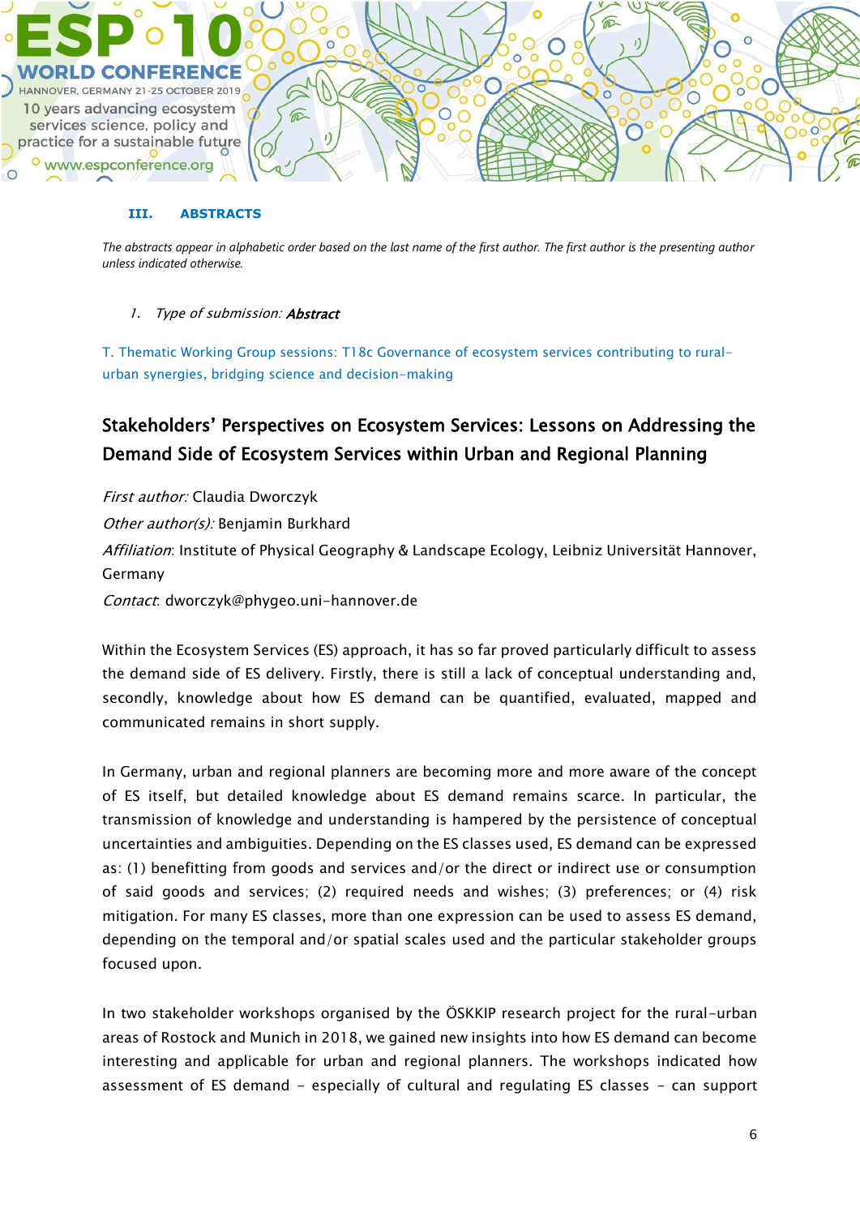## III. ABSTRACTS

*The abstracts appear in alphabetic order based on the last name of the first author. The first author is the presenting author unless indicated otherwise.*

1. *Type of submission:* ***Abstract***

T. Thematic Working Group sessions: T18c Governance of ecosystem services contributing to rural-urban synergies, bridging science and decision-making

### Stakeholders' Perspectives on Ecosystem Services: Lessons on Addressing the Demand Side of Ecosystem Services within Urban and Regional Planning

*First author:* Claudia Dworczyk

*Other author(s):* Benjamin Burkhard

*Affiliation*: Institute of Physical Geography & Landscape Ecology, Leibniz Universität Hannover, Germany

*Contact*: dworczyk@phygeo.uni-hannover.de

Within the Ecosystem Services (ES) approach, it has so far proved particularly difficult to assess the demand side of ES delivery. Firstly, there is still a lack of conceptual understanding and, secondly, knowledge about how ES demand can be quantified, evaluated, mapped and communicated remains in short supply.

In Germany, urban and regional planners are becoming more and more aware of the concept of ES itself, but detailed knowledge about ES demand remains scarce. In particular, the transmission of knowledge and understanding is hampered by the persistence of conceptual uncertainties and ambiguities. Depending on the ES classes used, ES demand can be expressed as: (1) benefitting from goods and services and/or the direct or indirect use or consumption of said goods and services; (2) required needs and wishes; (3) preferences; or (4) risk mitigation. For many ES classes, more than one expression can be used to assess ES demand, depending on the temporal and/or spatial scales used and the particular stakeholder groups focused upon.

In two stakeholder workshops organised by the ÖSKKIP research project for the rural-urban areas of Rostock and Munich in 2018, we gained new insights into how ES demand can become interesting and applicable for urban and regional planners. The workshops indicated how assessment of ES demand - especially of cultural and regulating ES classes - can support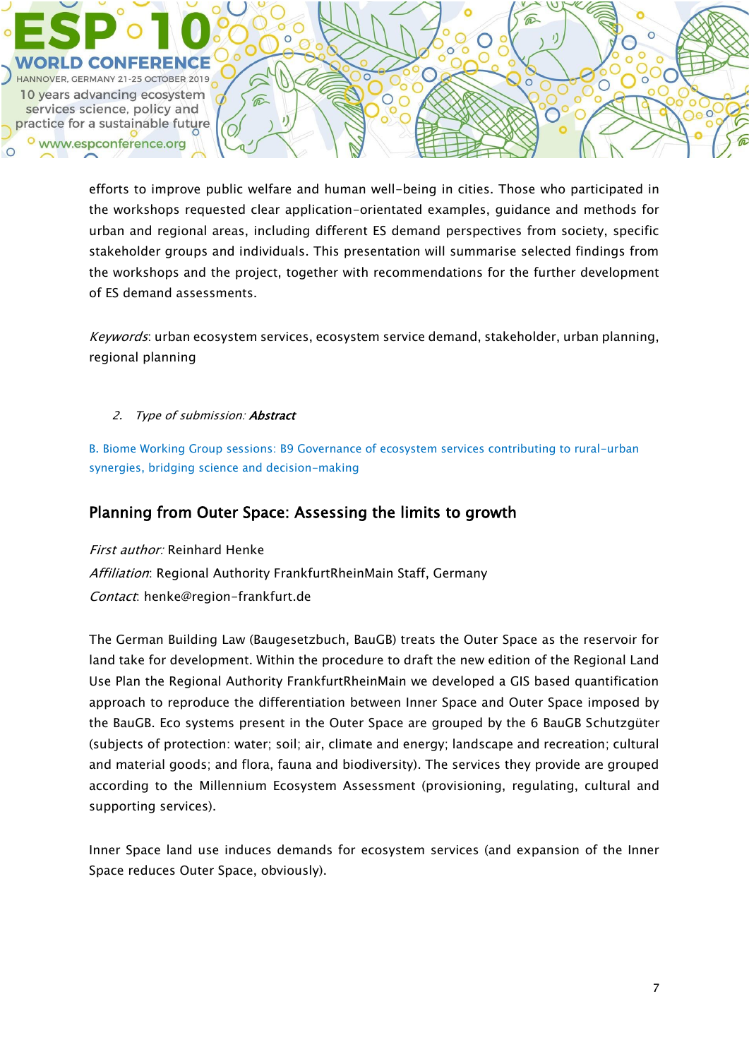efforts to improve public welfare and human well-being in cities. Those who participated in the workshops requested clear application-orientated examples, guidance and methods for urban and regional areas, including different ES demand perspectives from society, specific stakeholder groups and individuals. This presentation will summarise selected findings from the workshops and the project, together with recommendations for the further development of ES demand assessments.

*Keywords*: urban ecosystem services, ecosystem service demand, stakeholder, urban planning, regional planning

2. *Type of submission:* ***Abstract***

B. Biome Working Group sessions: B9 Governance of ecosystem services contributing to rural-urban synergies, bridging science and decision-making

## Planning from Outer Space: Assessing the limits to growth

*First author:* Reinhard Henke
*Affiliation*: Regional Authority FrankfurtRheinMain Staff, Germany
*Contact*: henke@region-frankfurt.de

The German Building Law (Baugesetzbuch, BauGB) treats the Outer Space as the reservoir for land take for development. Within the procedure to draft the new edition of the Regional Land Use Plan the Regional Authority FrankfurtRheinMain we developed a GIS based quantification approach to reproduce the differentiation between Inner Space and Outer Space imposed by the BauGB. Eco systems present in the Outer Space are grouped by the 6 BauGB Schutzgüter (subjects of protection: water; soil; air, climate and energy; landscape and recreation; cultural and material goods; and flora, fauna and biodiversity). The services they provide are grouped according to the Millennium Ecosystem Assessment (provisioning, regulating, cultural and supporting services).

Inner Space land use induces demands for ecosystem services (and expansion of the Inner Space reduces Outer Space, obviously).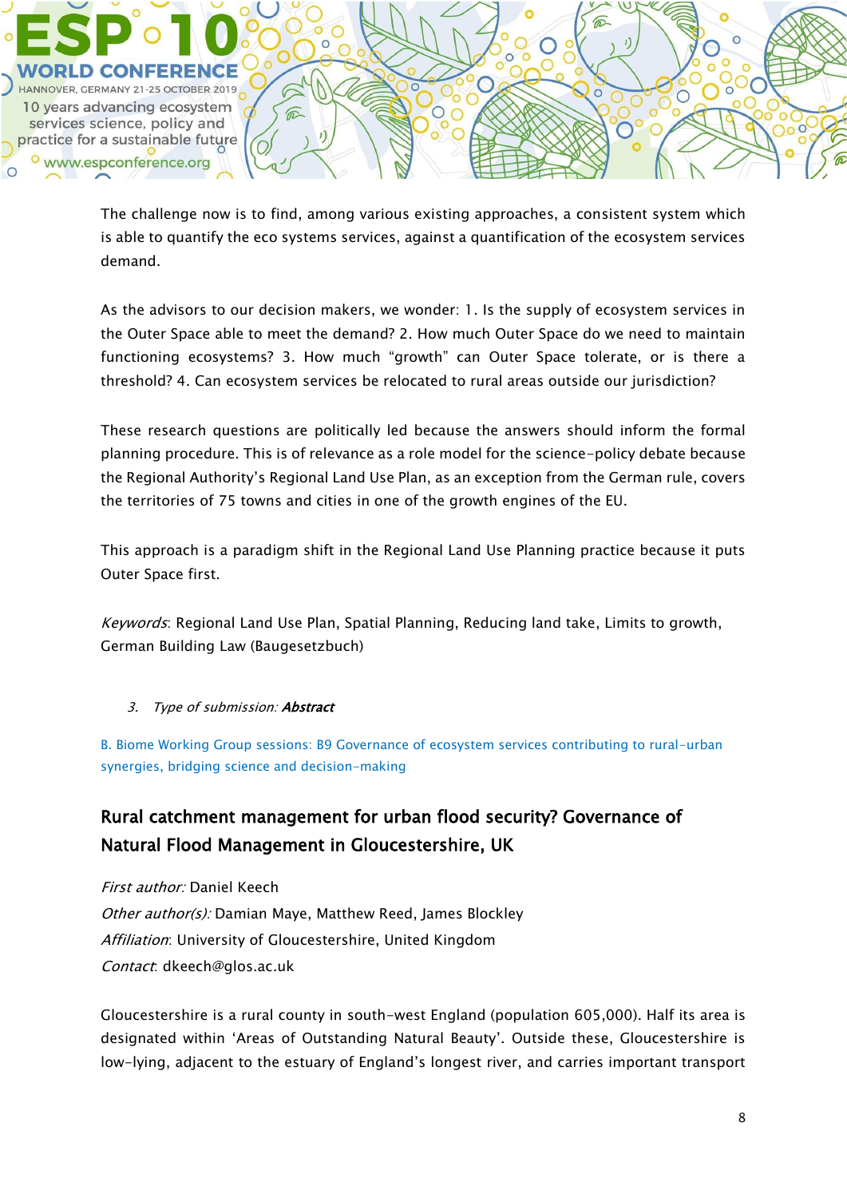The challenge now is to find, among various existing approaches, a consistent system which is able to quantify the eco systems services, against a quantification of the ecosystem services demand.

As the advisors to our decision makers, we wonder: 1. Is the supply of ecosystem services in the Outer Space able to meet the demand? 2. How much Outer Space do we need to maintain functioning ecosystems? 3. How much "growth" can Outer Space tolerate, or is there a threshold? 4. Can ecosystem services be relocated to rural areas outside our jurisdiction?

These research questions are politically led because the answers should inform the formal planning procedure. This is of relevance as a role model for the science-policy debate because the Regional Authority's Regional Land Use Plan, as an exception from the German rule, covers the territories of 75 towns and cities in one of the growth engines of the EU.

This approach is a paradigm shift in the Regional Land Use Planning practice because it puts Outer Space first.

*Keywords*: Regional Land Use Plan, Spatial Planning, Reducing land take, Limits to growth, German Building Law (Baugesetzbuch)

3. *Type of submission:* ***Abstract***

B. Biome Working Group sessions: B9 Governance of ecosystem services contributing to rural-urban synergies, bridging science and decision-making

## Rural catchment management for urban flood security? Governance of Natural Flood Management in Gloucestershire, UK

*First author:* Daniel Keech
*Other author(s):* Damian Maye, Matthew Reed, James Blockley
*Affiliation*: University of Gloucestershire, United Kingdom
*Contact*: dkeech@glos.ac.uk

Gloucestershire is a rural county in south-west England (population 605,000). Half its area is designated within 'Areas of Outstanding Natural Beauty'. Outside these, Gloucestershire is low-lying, adjacent to the estuary of England's longest river, and carries important transport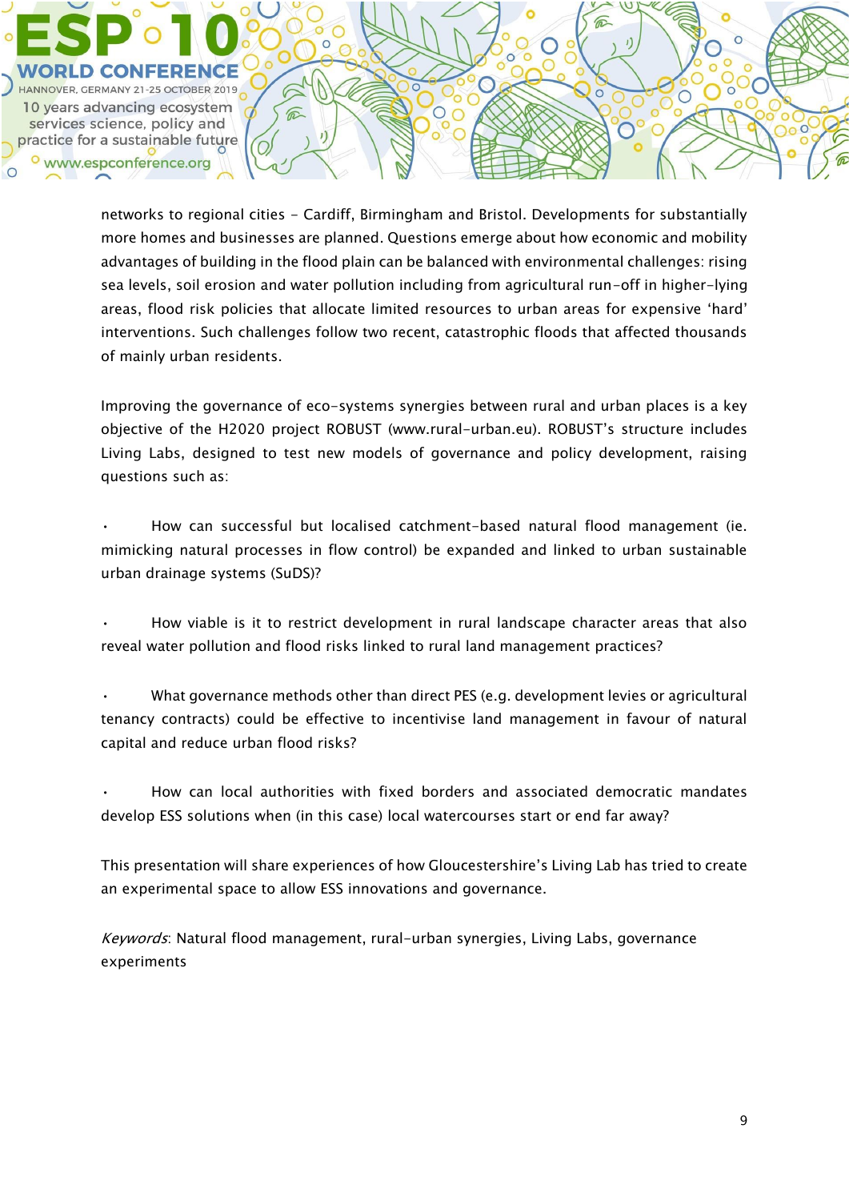networks to regional cities - Cardiff, Birmingham and Bristol. Developments for substantially more homes and businesses are planned. Questions emerge about how economic and mobility advantages of building in the flood plain can be balanced with environmental challenges: rising sea levels, soil erosion and water pollution including from agricultural run-off in higher-lying areas, flood risk policies that allocate limited resources to urban areas for expensive 'hard' interventions. Such challenges follow two recent, catastrophic floods that affected thousands of mainly urban residents.

Improving the governance of eco-systems synergies between rural and urban places is a key objective of the H2020 project ROBUST (www.rural-urban.eu). ROBUST's structure includes Living Labs, designed to test new models of governance and policy development, raising questions such as:

- How can successful but localised catchment-based natural flood management (ie. mimicking natural processes in flow control) be expanded and linked to urban sustainable urban drainage systems (SuDS)?

- How viable is it to restrict development in rural landscape character areas that also reveal water pollution and flood risks linked to rural land management practices?

- What governance methods other than direct PES (e.g. development levies or agricultural tenancy contracts) could be effective to incentivise land management in favour of natural capital and reduce urban flood risks?

- How can local authorities with fixed borders and associated democratic mandates develop ESS solutions when (in this case) local watercourses start or end far away?

This presentation will share experiences of how Gloucestershire's Living Lab has tried to create an experimental space to allow ESS innovations and governance.

*Keywords*: Natural flood management, rural-urban synergies, Living Labs, governance experiments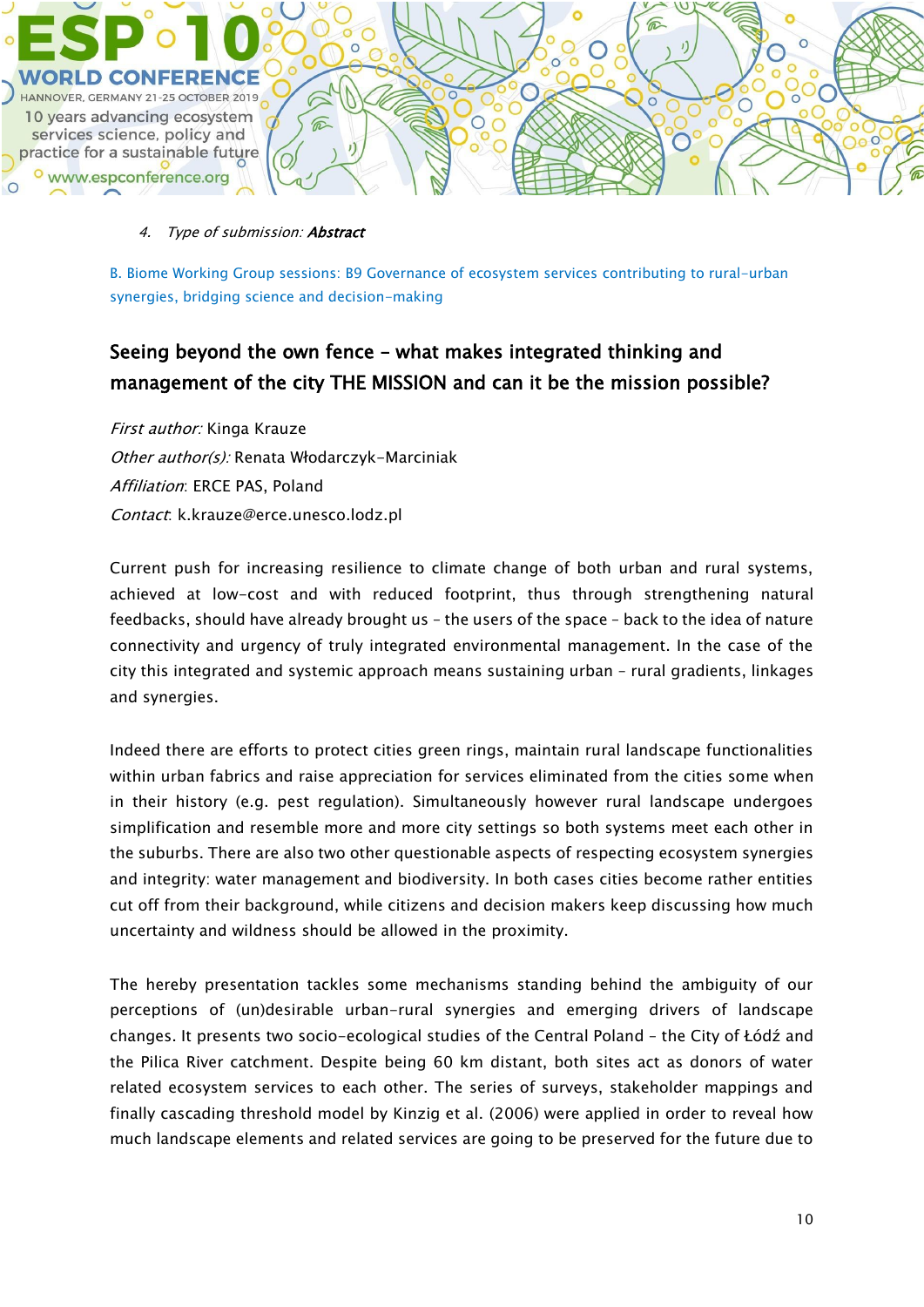4. *Type of submission:* ***Abstract***

B. Biome Working Group sessions: B9 Governance of ecosystem services contributing to rural-urban synergies, bridging science and decision-making

## Seeing beyond the own fence – what makes integrated thinking and management of the city THE MISSION and can it be the mission possible?

*First author:* Kinga Krauze
*Other author(s):* Renata Włodarczyk-Marciniak
*Affiliation*: ERCE PAS, Poland
*Contact*: k.krauze@erce.unesco.lodz.pl

Current push for increasing resilience to climate change of both urban and rural systems, achieved at low-cost and with reduced footprint, thus through strengthening natural feedbacks, should have already brought us – the users of the space – back to the idea of nature connectivity and urgency of truly integrated environmental management. In the case of the city this integrated and systemic approach means sustaining urban – rural gradients, linkages and synergies.

Indeed there are efforts to protect cities green rings, maintain rural landscape functionalities within urban fabrics and raise appreciation for services eliminated from the cities some when in their history (e.g. pest regulation). Simultaneously however rural landscape undergoes simplification and resemble more and more city settings so both systems meet each other in the suburbs. There are also two other questionable aspects of respecting ecosystem synergies and integrity: water management and biodiversity. In both cases cities become rather entities cut off from their background, while citizens and decision makers keep discussing how much uncertainty and wildness should be allowed in the proximity.

The hereby presentation tackles some mechanisms standing behind the ambiguity of our perceptions of (un)desirable urban-rural synergies and emerging drivers of landscape changes. It presents two socio-ecological studies of the Central Poland – the City of Łódź and the Pilica River catchment. Despite being 60 km distant, both sites act as donors of water related ecosystem services to each other. The series of surveys, stakeholder mappings and finally cascading threshold model by Kinzig et al. (2006) were applied in order to reveal how much landscape elements and related services are going to be preserved for the future due to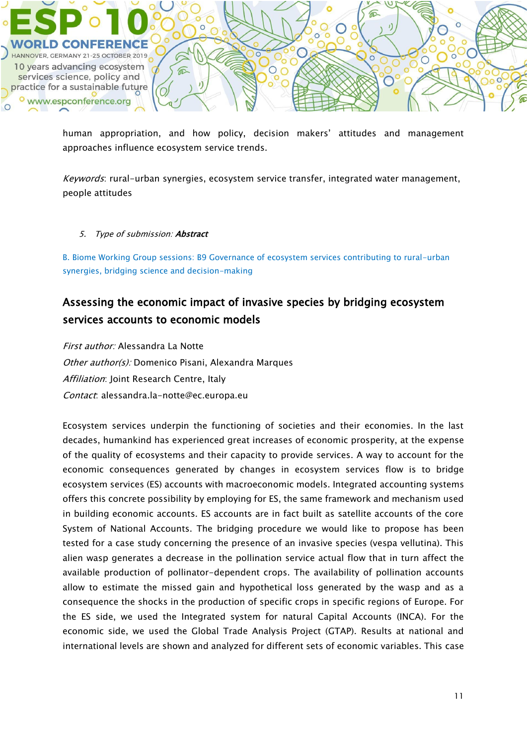human appropriation, and how policy, decision makers' attitudes and management approaches influence ecosystem service trends.

*Keywords*: rural-urban synergies, ecosystem service transfer, integrated water management, people attitudes

5. *Type of submission:* ***Abstract***

B. Biome Working Group sessions: B9 Governance of ecosystem services contributing to rural-urban synergies, bridging science and decision-making

## Assessing the economic impact of invasive species by bridging ecosystem services accounts to economic models

*First author:* Alessandra La Notte
*Other author(s):* Domenico Pisani, Alexandra Marques
*Affiliation*: Joint Research Centre, Italy
*Contact*: alessandra.la-notte@ec.europa.eu

Ecosystem services underpin the functioning of societies and their economies. In the last decades, humankind has experienced great increases of economic prosperity, at the expense of the quality of ecosystems and their capacity to provide services. A way to account for the economic consequences generated by changes in ecosystem services flow is to bridge ecosystem services (ES) accounts with macroeconomic models. Integrated accounting systems offers this concrete possibility by employing for ES, the same framework and mechanism used in building economic accounts. ES accounts are in fact built as satellite accounts of the core System of National Accounts. The bridging procedure we would like to propose has been tested for a case study concerning the presence of an invasive species (vespa vellutina). This alien wasp generates a decrease in the pollination service actual flow that in turn affect the available production of pollinator-dependent crops. The availability of pollination accounts allow to estimate the missed gain and hypothetical loss generated by the wasp and as a consequence the shocks in the production of specific crops in specific regions of Europe. For the ES side, we used the Integrated system for natural Capital Accounts (INCA). For the economic side, we used the Global Trade Analysis Project (GTAP). Results at national and international levels are shown and analyzed for different sets of economic variables. This case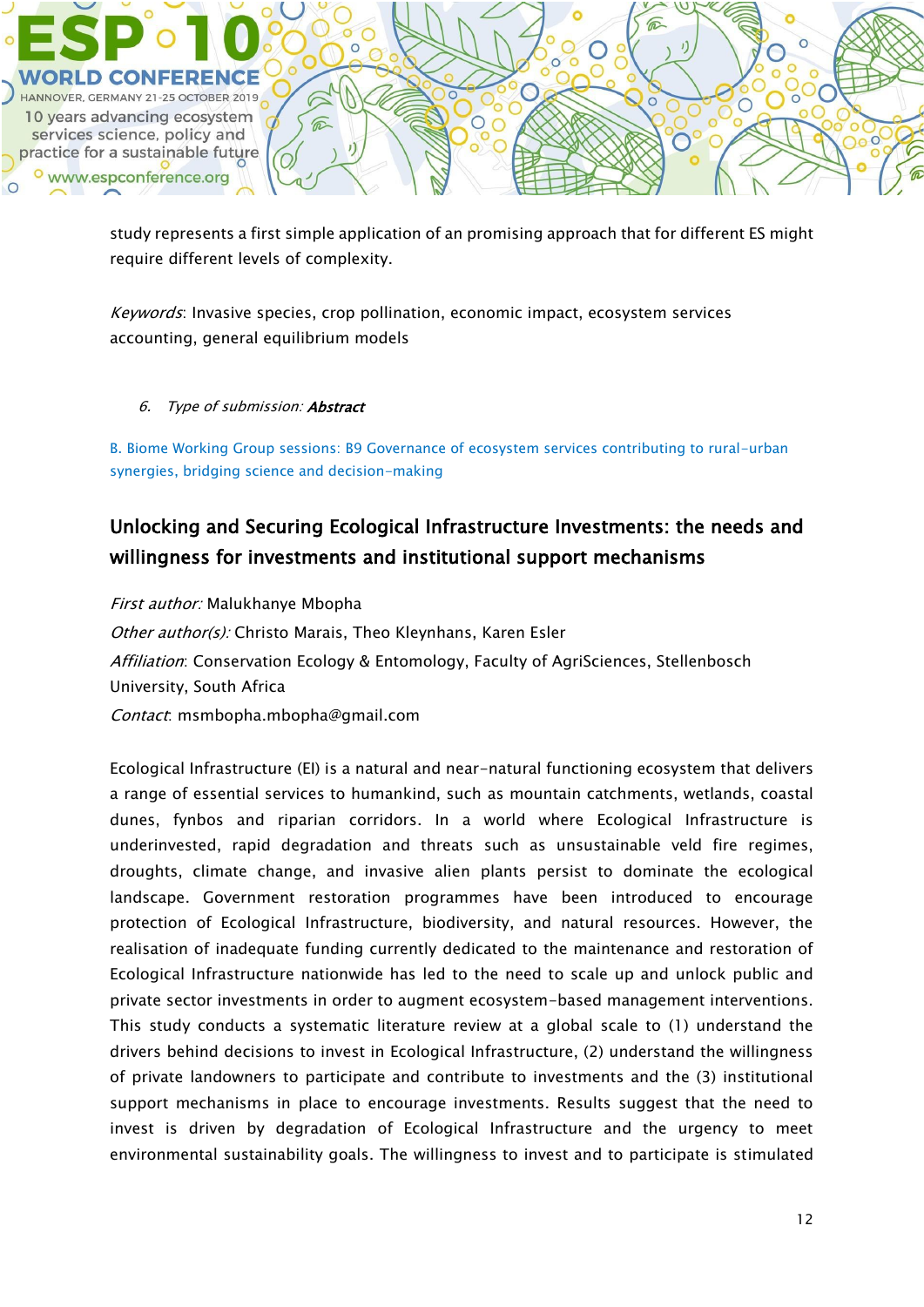study represents a first simple application of an promising approach that for different ES might require different levels of complexity.

*Keywords*: Invasive species, crop pollination, economic impact, ecosystem services accounting, general equilibrium models

6. *Type of submission: **Abstract***

B. Biome Working Group sessions: B9 Governance of ecosystem services contributing to rural-urban synergies, bridging science and decision-making

## Unlocking and Securing Ecological Infrastructure Investments: the needs and willingness for investments and institutional support mechanisms

*First author:* Malukhanye Mbopha

*Other author(s):* Christo Marais, Theo Kleynhans, Karen Esler

*Affiliation*: Conservation Ecology & Entomology, Faculty of AgriSciences, Stellenbosch University, South Africa

*Contact*: msmbopha.mbopha@gmail.com

Ecological Infrastructure (EI) is a natural and near-natural functioning ecosystem that delivers a range of essential services to humankind, such as mountain catchments, wetlands, coastal dunes, fynbos and riparian corridors. In a world where Ecological Infrastructure is underinvested, rapid degradation and threats such as unsustainable veld fire regimes, droughts, climate change, and invasive alien plants persist to dominate the ecological landscape. Government restoration programmes have been introduced to encourage protection of Ecological Infrastructure, biodiversity, and natural resources. However, the realisation of inadequate funding currently dedicated to the maintenance and restoration of Ecological Infrastructure nationwide has led to the need to scale up and unlock public and private sector investments in order to augment ecosystem-based management interventions. This study conducts a systematic literature review at a global scale to (1) understand the drivers behind decisions to invest in Ecological Infrastructure, (2) understand the willingness of private landowners to participate and contribute to investments and the (3) institutional support mechanisms in place to encourage investments. Results suggest that the need to invest is driven by degradation of Ecological Infrastructure and the urgency to meet environmental sustainability goals. The willingness to invest and to participate is stimulated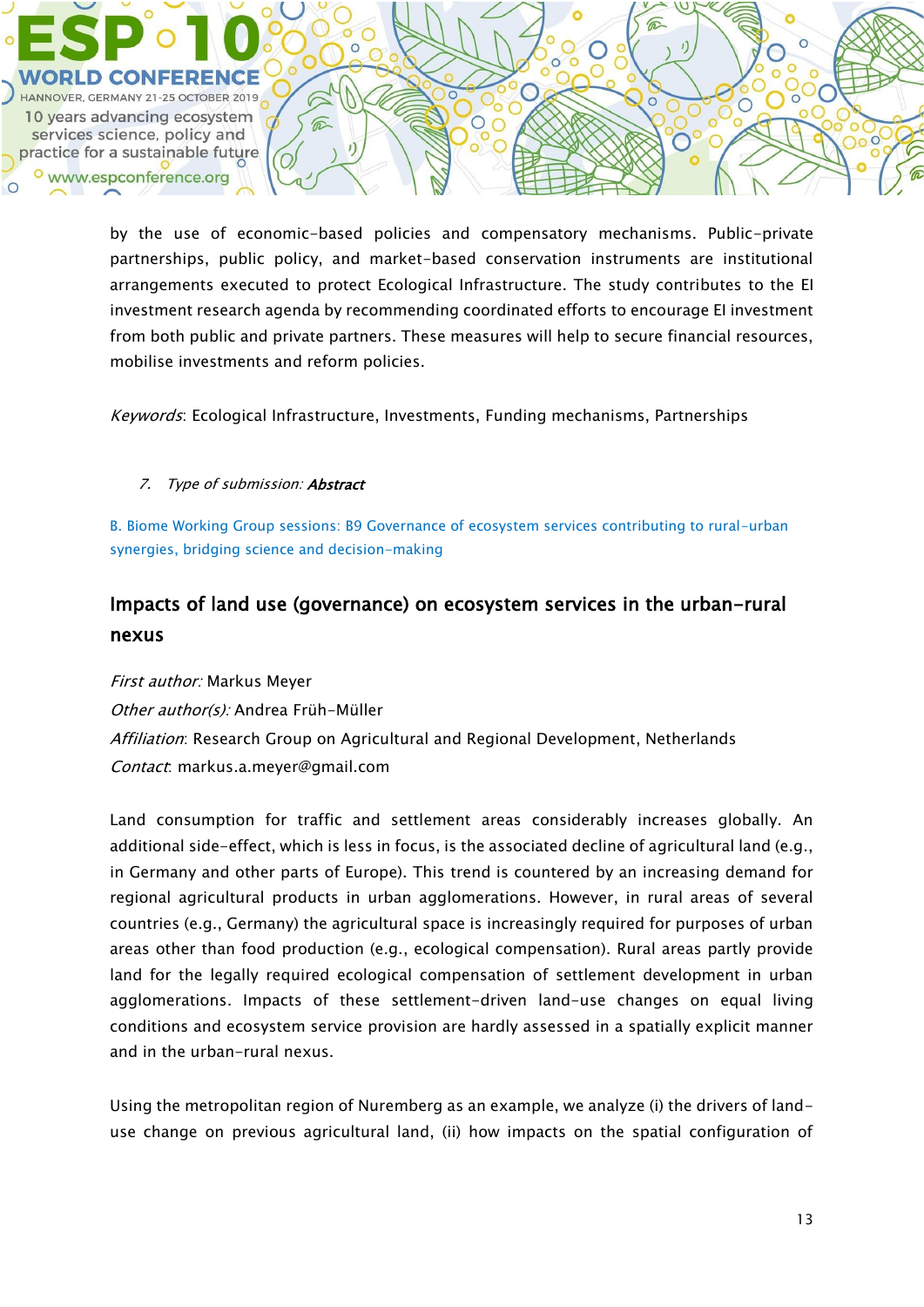by the use of economic-based policies and compensatory mechanisms. Public-private partnerships, public policy, and market-based conservation instruments are institutional arrangements executed to protect Ecological Infrastructure. The study contributes to the EI investment research agenda by recommending coordinated efforts to encourage EI investment from both public and private partners. These measures will help to secure financial resources, mobilise investments and reform policies.

*Keywords*: Ecological Infrastructure, Investments, Funding mechanisms, Partnerships

7. *Type of submission:* ***Abstract***

B. Biome Working Group sessions: B9 Governance of ecosystem services contributing to rural-urban synergies, bridging science and decision-making

## Impacts of land use (governance) on ecosystem services in the urban-rural nexus

*First author:* Markus Meyer
*Other author(s):* Andrea Früh-Müller
*Affiliation*: Research Group on Agricultural and Regional Development, Netherlands
*Contact*: markus.a.meyer@gmail.com

Land consumption for traffic and settlement areas considerably increases globally. An additional side-effect, which is less in focus, is the associated decline of agricultural land (e.g., in Germany and other parts of Europe). This trend is countered by an increasing demand for regional agricultural products in urban agglomerations. However, in rural areas of several countries (e.g., Germany) the agricultural space is increasingly required for purposes of urban areas other than food production (e.g., ecological compensation). Rural areas partly provide land for the legally required ecological compensation of settlement development in urban agglomerations. Impacts of these settlement-driven land-use changes on equal living conditions and ecosystem service provision are hardly assessed in a spatially explicit manner and in the urban-rural nexus.

Using the metropolitan region of Nuremberg as an example, we analyze (i) the drivers of land-use change on previous agricultural land, (ii) how impacts on the spatial configuration of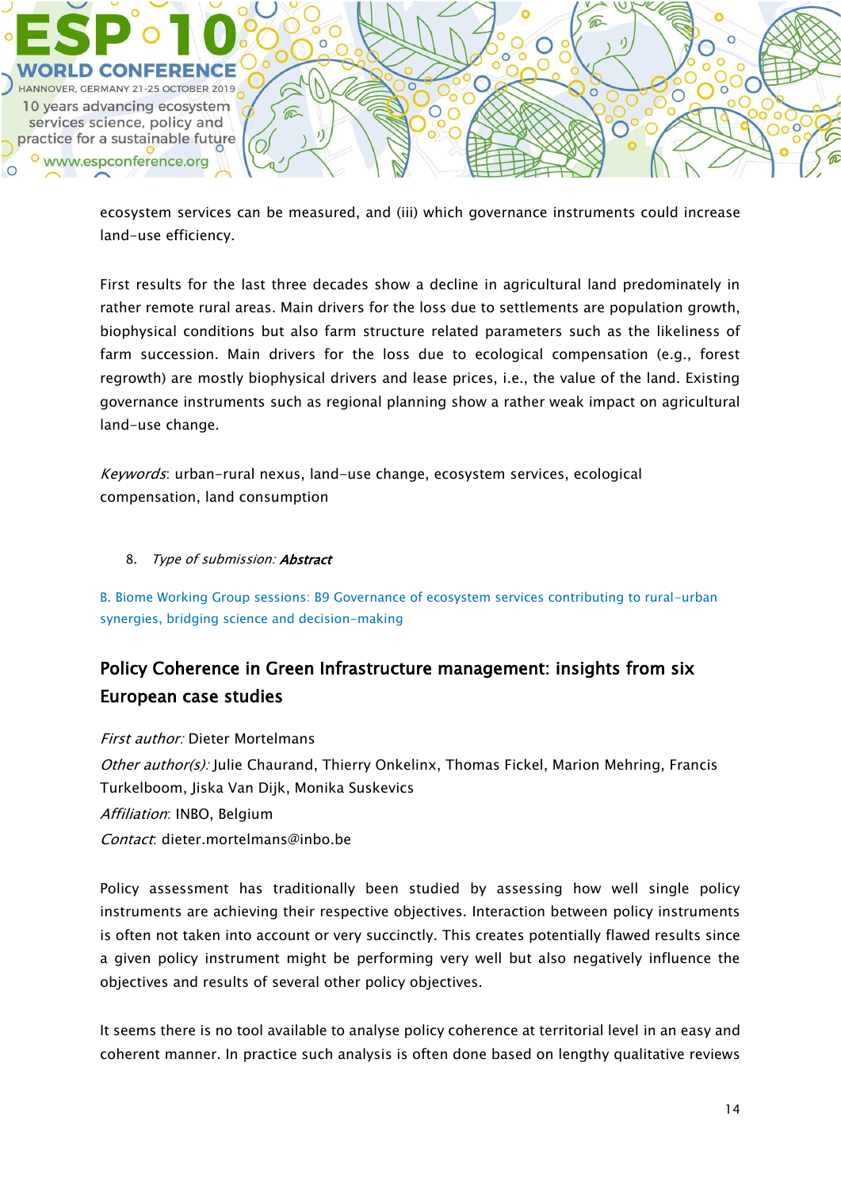ecosystem services can be measured, and (iii) which governance instruments could increase land-use efficiency.

First results for the last three decades show a decline in agricultural land predominately in rather remote rural areas. Main drivers for the loss due to settlements are population growth, biophysical conditions but also farm structure related parameters such as the likeliness of farm succession. Main drivers for the loss due to ecological compensation (e.g., forest regrowth) are mostly biophysical drivers and lease prices, i.e., the value of the land. Existing governance instruments such as regional planning show a rather weak impact on agricultural land-use change.

*Keywords*: urban-rural nexus, land-use change, ecosystem services, ecological compensation, land consumption

8. *Type of submission:* ***Abstract***

B. Biome Working Group sessions: B9 Governance of ecosystem services contributing to rural-urban synergies, bridging science and decision-making

## Policy Coherence in Green Infrastructure management: insights from six European case studies

*First author:* Dieter Mortelmans

*Other author(s):* Julie Chaurand, Thierry Onkelinx, Thomas Fickel, Marion Mehring, Francis Turkelboom, Jiska Van Dijk, Monika Suskevics

*Affiliation*: INBO, Belgium

*Contact*: dieter.mortelmans@inbo.be

Policy assessment has traditionally been studied by assessing how well single policy instruments are achieving their respective objectives. Interaction between policy instruments is often not taken into account or very succinctly. This creates potentially flawed results since a given policy instrument might be performing very well but also negatively influence the objectives and results of several other policy objectives.

It seems there is no tool available to analyse policy coherence at territorial level in an easy and coherent manner. In practice such analysis is often done based on lengthy qualitative reviews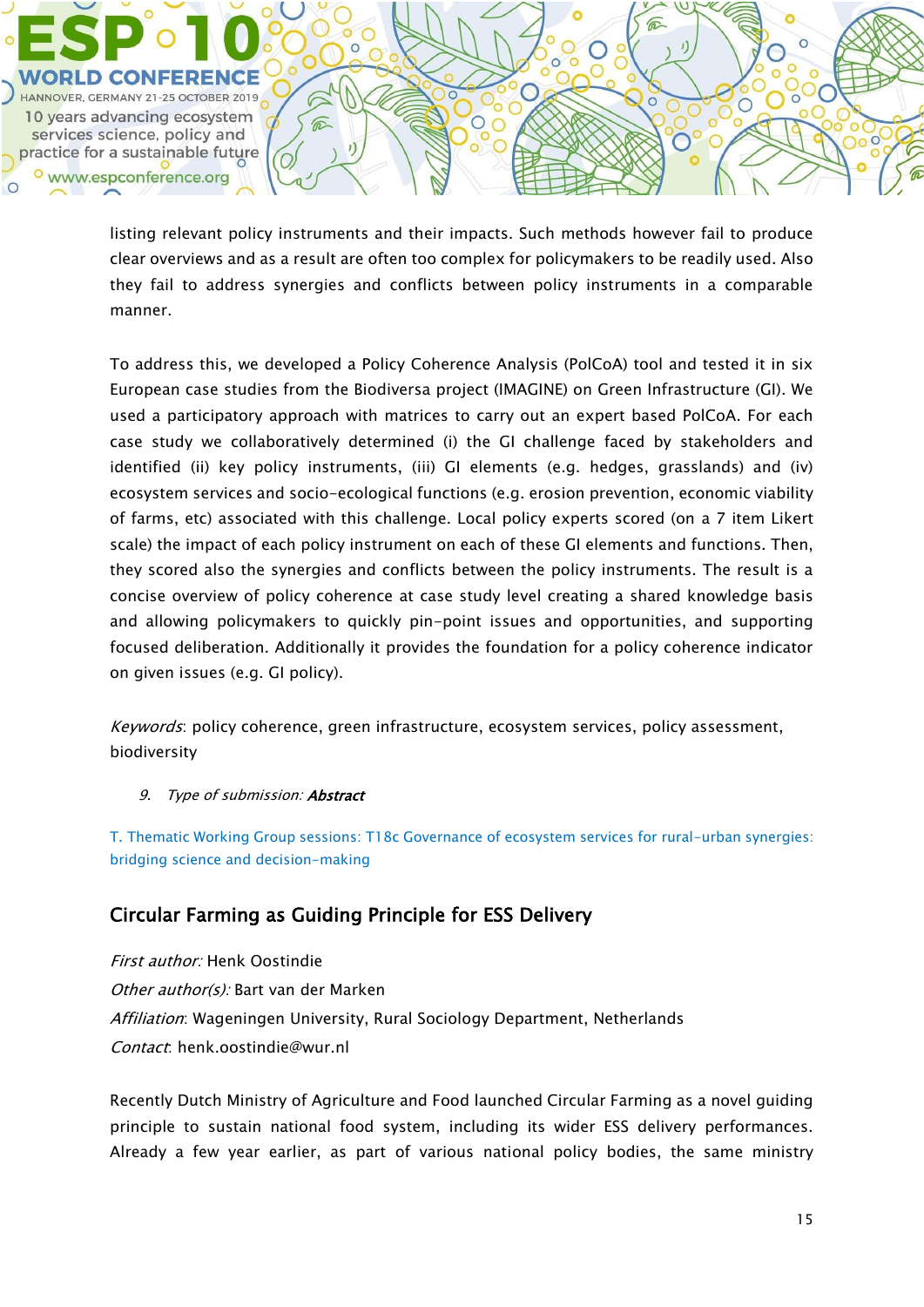listing relevant policy instruments and their impacts. Such methods however fail to produce clear overviews and as a result are often too complex for policymakers to be readily used. Also they fail to address synergies and conflicts between policy instruments in a comparable manner.

To address this, we developed a Policy Coherence Analysis (PolCoA) tool and tested it in six European case studies from the Biodiversa project (IMAGINE) on Green Infrastructure (GI). We used a participatory approach with matrices to carry out an expert based PolCoA. For each case study we collaboratively determined (i) the GI challenge faced by stakeholders and identified (ii) key policy instruments, (iii) GI elements (e.g. hedges, grasslands) and (iv) ecosystem services and socio-ecological functions (e.g. erosion prevention, economic viability of farms, etc) associated with this challenge. Local policy experts scored (on a 7 item Likert scale) the impact of each policy instrument on each of these GI elements and functions. Then, they scored also the synergies and conflicts between the policy instruments. The result is a concise overview of policy coherence at case study level creating a shared knowledge basis and allowing policymakers to quickly pin-point issues and opportunities, and supporting focused deliberation. Additionally it provides the foundation for a policy coherence indicator on given issues (e.g. GI policy).

*Keywords*: policy coherence, green infrastructure, ecosystem services, policy assessment, biodiversity

9. *Type of submission:* ***Abstract***

T. Thematic Working Group sessions: T18c Governance of ecosystem services for rural-urban synergies: bridging science and decision-making

## Circular Farming as Guiding Principle for ESS Delivery

*First author:* Henk Oostindie

*Other author(s):* Bart van der Marken

*Affiliation*: Wageningen University, Rural Sociology Department, Netherlands

*Contact*: henk.oostindie@wur.nl

Recently Dutch Ministry of Agriculture and Food launched Circular Farming as a novel guiding principle to sustain national food system, including its wider ESS delivery performances. Already a few year earlier, as part of various national policy bodies, the same ministry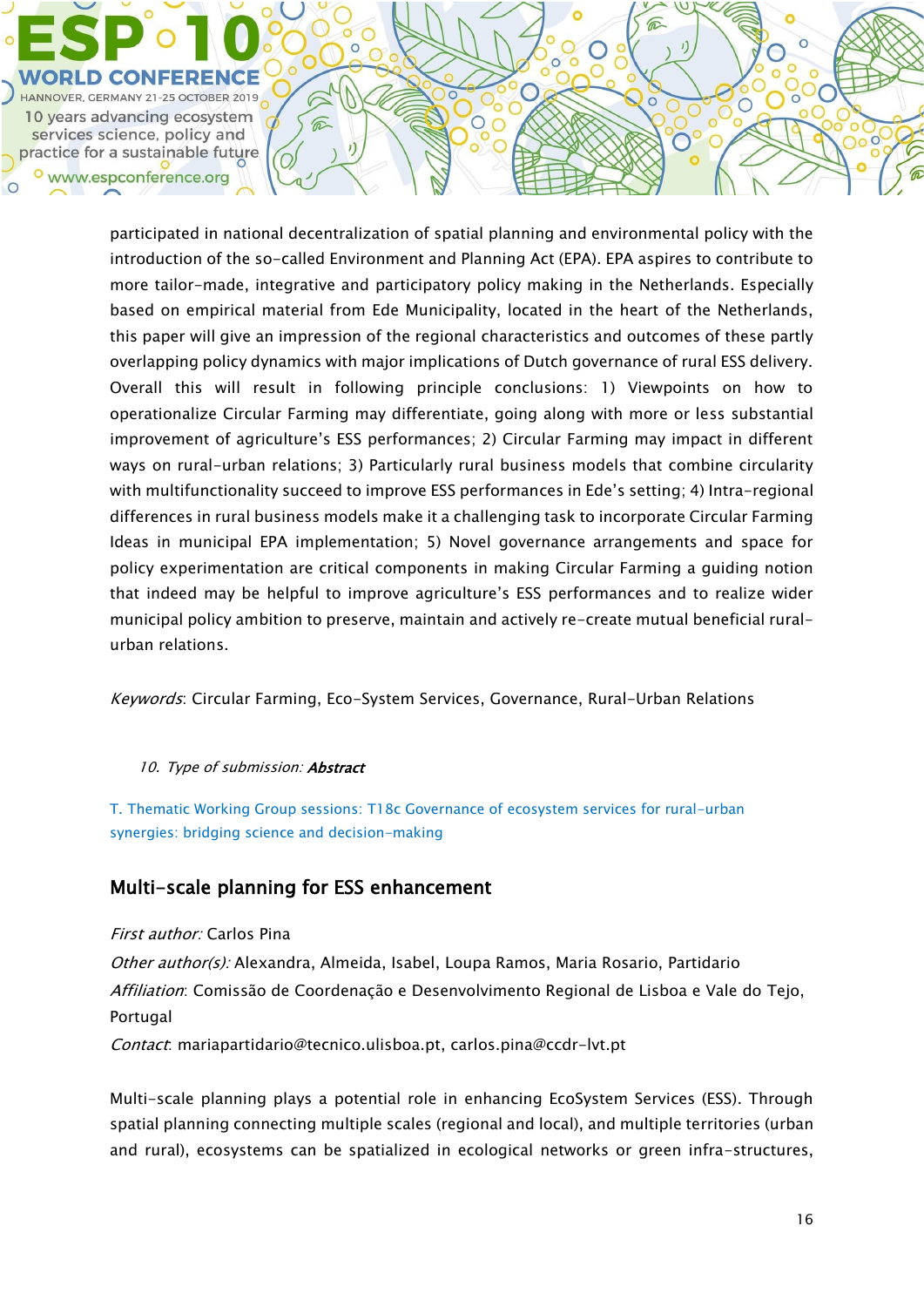participated in national decentralization of spatial planning and environmental policy with the introduction of the so-called Environment and Planning Act (EPA). EPA aspires to contribute to more tailor-made, integrative and participatory policy making in the Netherlands. Especially based on empirical material from Ede Municipality, located in the heart of the Netherlands, this paper will give an impression of the regional characteristics and outcomes of these partly overlapping policy dynamics with major implications of Dutch governance of rural ESS delivery. Overall this will result in following principle conclusions: 1) Viewpoints on how to operationalize Circular Farming may differentiate, going along with more or less substantial improvement of agriculture's ESS performances; 2) Circular Farming may impact in different ways on rural-urban relations; 3) Particularly rural business models that combine circularity with multifunctionality succeed to improve ESS performances in Ede's setting; 4) Intra-regional differences in rural business models make it a challenging task to incorporate Circular Farming Ideas in municipal EPA implementation; 5) Novel governance arrangements and space for policy experimentation are critical components in making Circular Farming a guiding notion that indeed may be helpful to improve agriculture's ESS performances and to realize wider municipal policy ambition to preserve, maintain and actively re-create mutual beneficial rural-urban relations.

*Keywords*: Circular Farming, Eco-System Services, Governance, Rural-Urban Relations

10. *Type of submission:* ***Abstract***

T. Thematic Working Group sessions: T18c Governance of ecosystem services for rural-urban synergies: bridging science and decision-making

## Multi-scale planning for ESS enhancement

*First author:* Carlos Pina

*Other author(s):* Alexandra, Almeida, Isabel, Loupa Ramos, Maria Rosario, Partidario

*Affiliation*: Comissão de Coordenação e Desenvolvimento Regional de Lisboa e Vale do Tejo, Portugal

*Contact*: mariapartidario@tecnico.ulisboa.pt, carlos.pina@ccdr-lvt.pt

Multi-scale planning plays a potential role in enhancing EcoSystem Services (ESS). Through spatial planning connecting multiple scales (regional and local), and multiple territories (urban and rural), ecosystems can be spatialized in ecological networks or green infra-structures,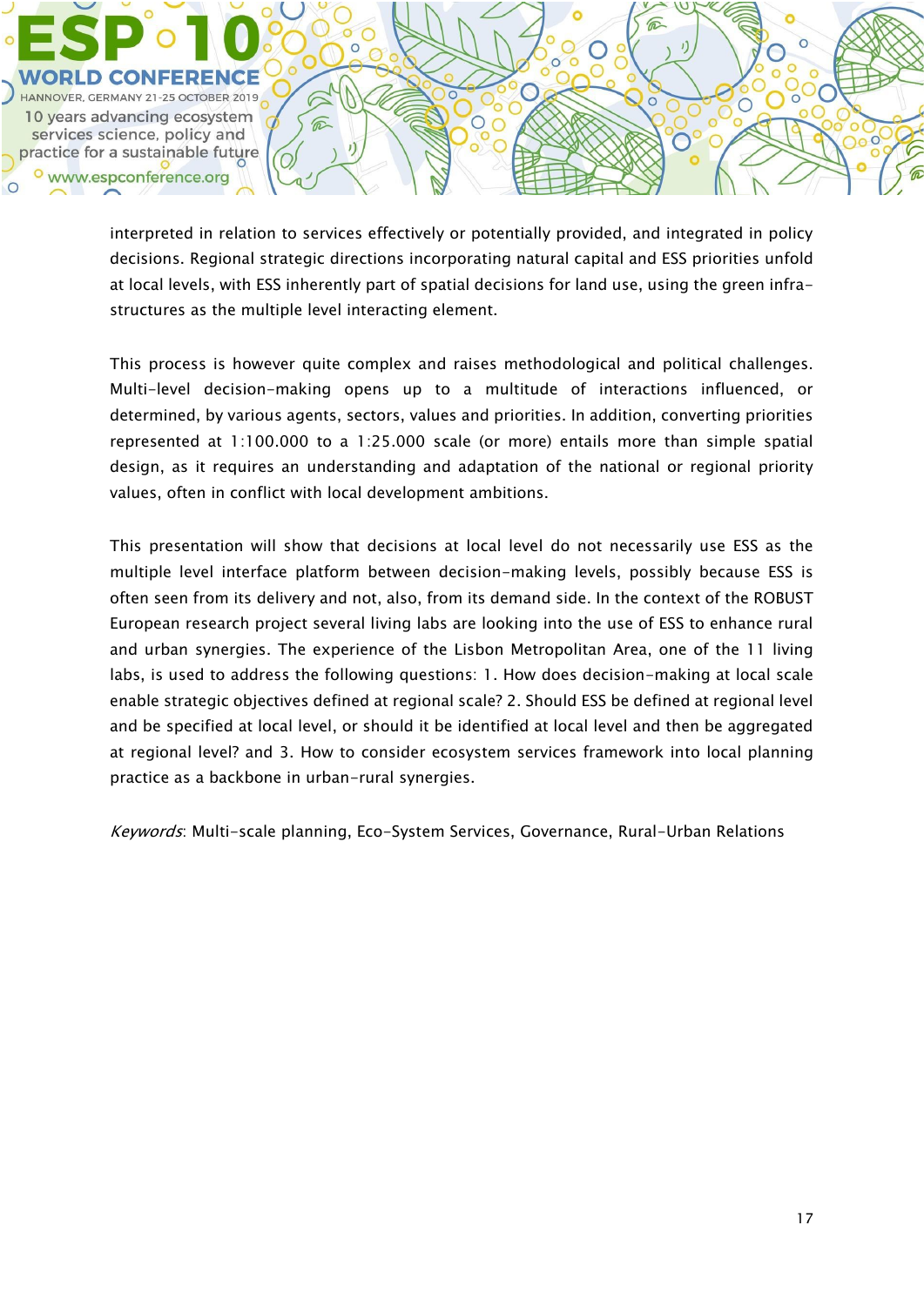interpreted in relation to services effectively or potentially provided, and integrated in policy decisions. Regional strategic directions incorporating natural capital and ESS priorities unfold at local levels, with ESS inherently part of spatial decisions for land use, using the green infra-structures as the multiple level interacting element.

This process is however quite complex and raises methodological and political challenges. Multi-level decision-making opens up to a multitude of interactions influenced, or determined, by various agents, sectors, values and priorities. In addition, converting priorities represented at 1:100.000 to a 1:25.000 scale (or more) entails more than simple spatial design, as it requires an understanding and adaptation of the national or regional priority values, often in conflict with local development ambitions.

This presentation will show that decisions at local level do not necessarily use ESS as the multiple level interface platform between decision-making levels, possibly because ESS is often seen from its delivery and not, also, from its demand side. In the context of the ROBUST European research project several living labs are looking into the use of ESS to enhance rural and urban synergies. The experience of the Lisbon Metropolitan Area, one of the 11 living labs, is used to address the following questions: 1. How does decision-making at local scale enable strategic objectives defined at regional scale? 2. Should ESS be defined at regional level and be specified at local level, or should it be identified at local level and then be aggregated at regional level? and 3. How to consider ecosystem services framework into local planning practice as a backbone in urban-rural synergies.

*Keywords*: Multi-scale planning, Eco-System Services, Governance, Rural-Urban Relations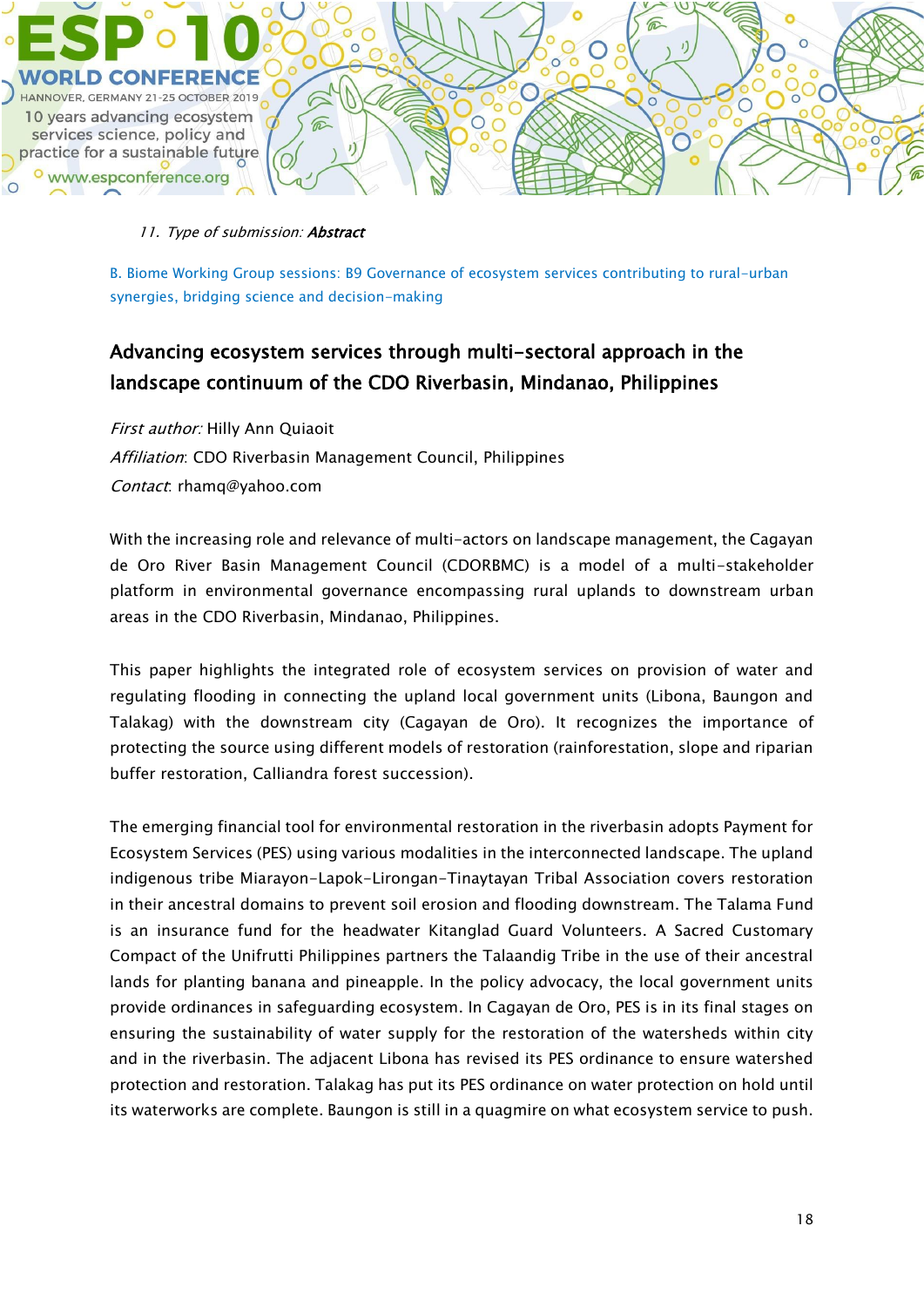*11. Type of submission:* ***Abstract***

B. Biome Working Group sessions: B9 Governance of ecosystem services contributing to rural-urban synergies, bridging science and decision-making

## Advancing ecosystem services through multi-sectoral approach in the landscape continuum of the CDO Riverbasin, Mindanao, Philippines

*First author:* Hilly Ann Quiaoit
*Affiliation*: CDO Riverbasin Management Council, Philippines
*Contact*: rhamq@yahoo.com

With the increasing role and relevance of multi-actors on landscape management, the Cagayan de Oro River Basin Management Council (CDORBMC) is a model of a multi-stakeholder platform in environmental governance encompassing rural uplands to downstream urban areas in the CDO Riverbasin, Mindanao, Philippines.

This paper highlights the integrated role of ecosystem services on provision of water and regulating flooding in connecting the upland local government units (Libona, Baungon and Talakag) with the downstream city (Cagayan de Oro). It recognizes the importance of protecting the source using different models of restoration (rainforestation, slope and riparian buffer restoration, Calliandra forest succession).

The emerging financial tool for environmental restoration in the riverbasin adopts Payment for Ecosystem Services (PES) using various modalities in the interconnected landscape. The upland indigenous tribe Miarayon-Lapok-Lirongan-Tinaytayan Tribal Association covers restoration in their ancestral domains to prevent soil erosion and flooding downstream. The Talama Fund is an insurance fund for the headwater Kitanglad Guard Volunteers. A Sacred Customary Compact of the Unifrutti Philippines partners the Talaandig Tribe in the use of their ancestral lands for planting banana and pineapple. In the policy advocacy, the local government units provide ordinances in safeguarding ecosystem. In Cagayan de Oro, PES is in its final stages on ensuring the sustainability of water supply for the restoration of the watersheds within city and in the riverbasin. The adjacent Libona has revised its PES ordinance to ensure watershed protection and restoration. Talakag has put its PES ordinance on water protection on hold until its waterworks are complete. Baungon is still in a quagmire on what ecosystem service to push.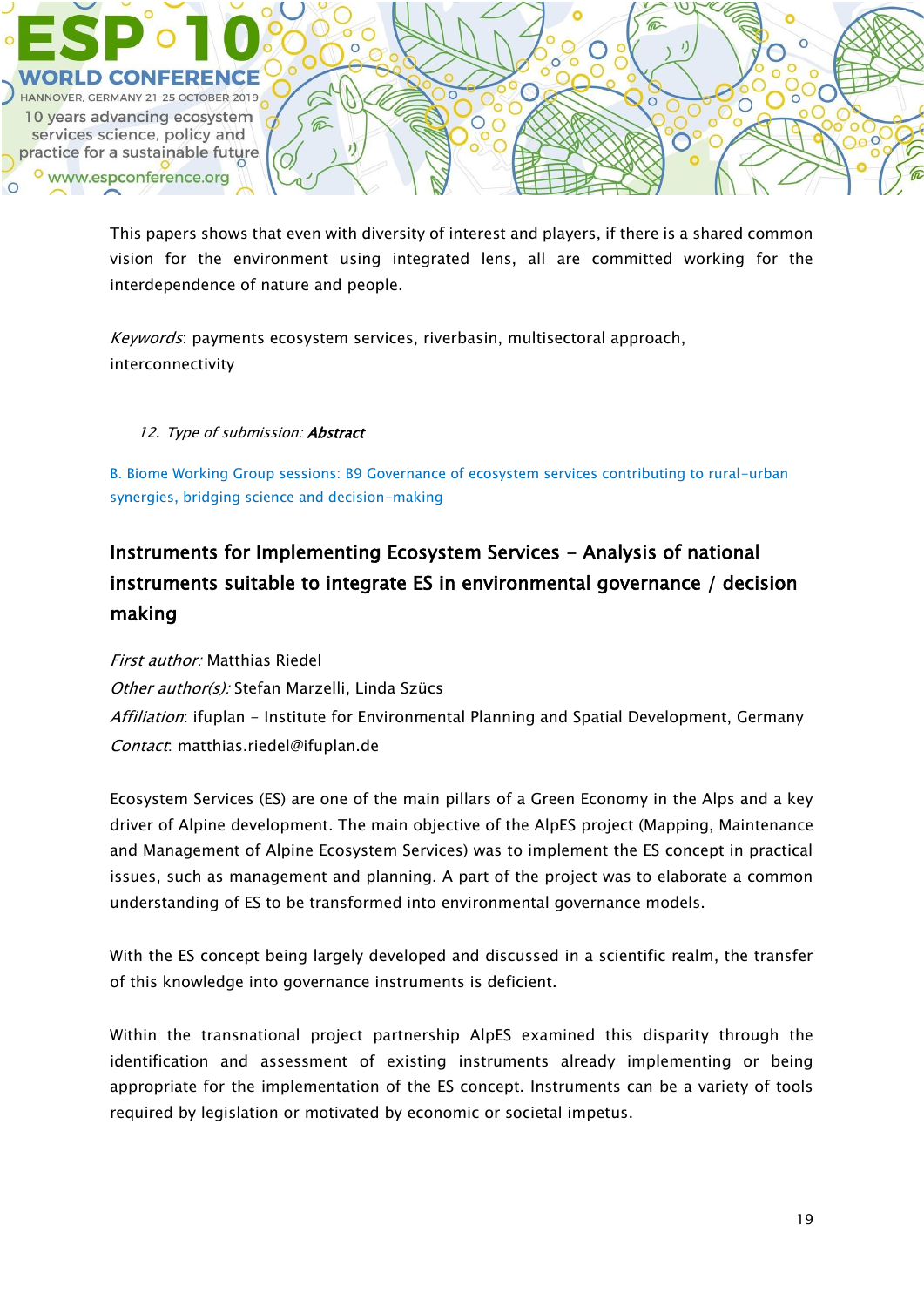This papers shows that even with diversity of interest and players, if there is a shared common vision for the environment using integrated lens, all are committed working for the interdependence of nature and people.

*Keywords*: payments ecosystem services, riverbasin, multisectoral approach, interconnectivity

12. *Type of submission:* ***Abstract***

B. Biome Working Group sessions: B9 Governance of ecosystem services contributing to rural-urban synergies, bridging science and decision-making

## Instruments for Implementing Ecosystem Services - Analysis of national instruments suitable to integrate ES in environmental governance / decision making

*First author:* Matthias Riedel
*Other author(s):* Stefan Marzelli, Linda Szücs
*Affiliation*: ifuplan - Institute for Environmental Planning and Spatial Development, Germany
*Contact*: matthias.riedel@ifuplan.de

Ecosystem Services (ES) are one of the main pillars of a Green Economy in the Alps and a key driver of Alpine development. The main objective of the AlpES project (Mapping, Maintenance and Management of Alpine Ecosystem Services) was to implement the ES concept in practical issues, such as management and planning. A part of the project was to elaborate a common understanding of ES to be transformed into environmental governance models.

With the ES concept being largely developed and discussed in a scientific realm, the transfer of this knowledge into governance instruments is deficient.

Within the transnational project partnership AlpES examined this disparity through the identification and assessment of existing instruments already implementing or being appropriate for the implementation of the ES concept. Instruments can be a variety of tools required by legislation or motivated by economic or societal impetus.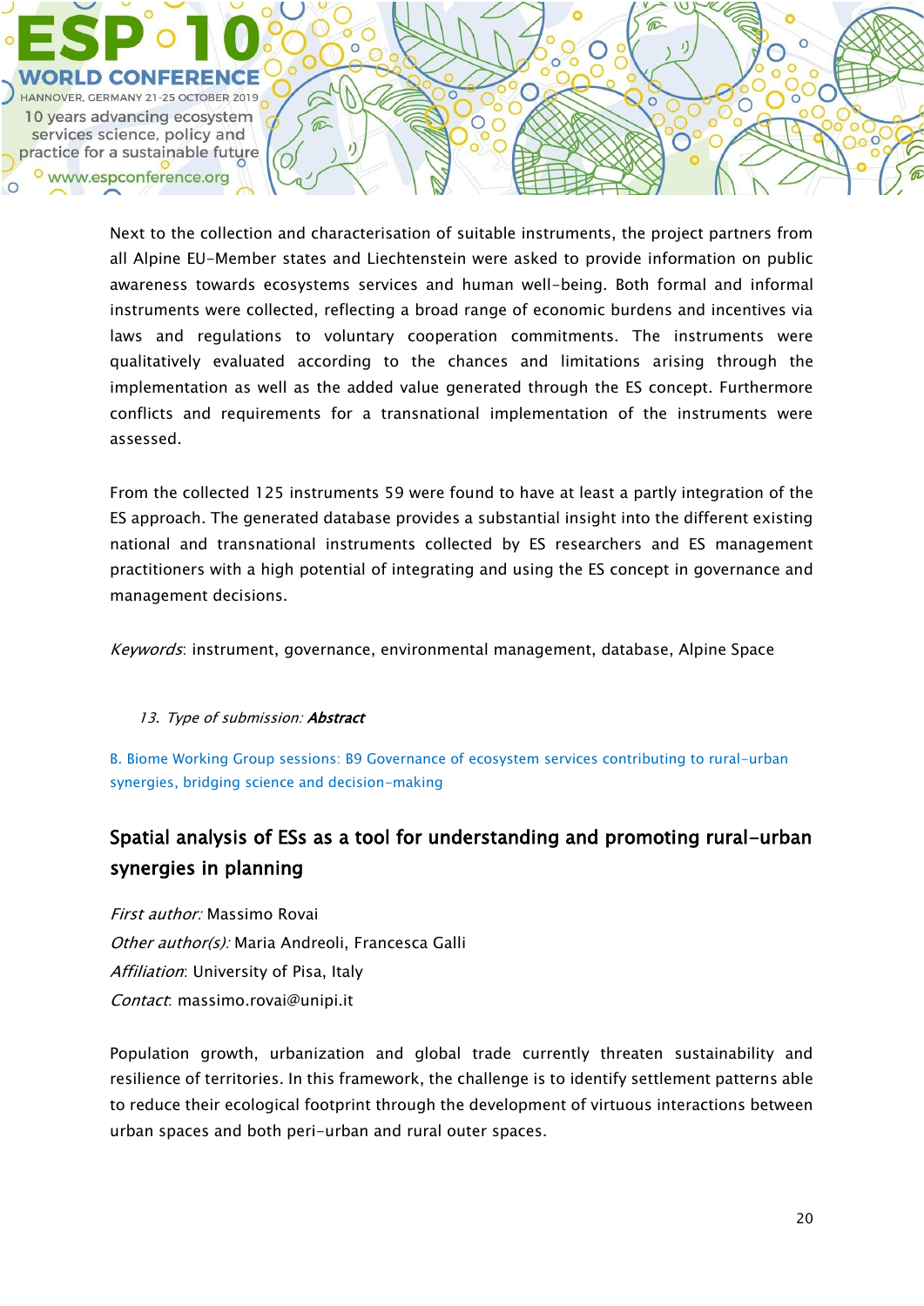Next to the collection and characterisation of suitable instruments, the project partners from all Alpine EU-Member states and Liechtenstein were asked to provide information on public awareness towards ecosystems services and human well-being. Both formal and informal instruments were collected, reflecting a broad range of economic burdens and incentives via laws and regulations to voluntary cooperation commitments. The instruments were qualitatively evaluated according to the chances and limitations arising through the implementation as well as the added value generated through the ES concept. Furthermore conflicts and requirements for a transnational implementation of the instruments were assessed.

From the collected 125 instruments 59 were found to have at least a partly integration of the ES approach. The generated database provides a substantial insight into the different existing national and transnational instruments collected by ES researchers and ES management practitioners with a high potential of integrating and using the ES concept in governance and management decisions.

*Keywords*: instrument, governance, environmental management, database, Alpine Space

13. *Type of submission:* ***Abstract***

B. Biome Working Group sessions: B9 Governance of ecosystem services contributing to rural-urban synergies, bridging science and decision-making

## Spatial analysis of ESs as a tool for understanding and promoting rural-urban synergies in planning

*First author:* Massimo Rovai
*Other author(s):* Maria Andreoli, Francesca Galli
*Affiliation*: University of Pisa, Italy
*Contact*: massimo.rovai@unipi.it

Population growth, urbanization and global trade currently threaten sustainability and resilience of territories. In this framework, the challenge is to identify settlement patterns able to reduce their ecological footprint through the development of virtuous interactions between urban spaces and both peri-urban and rural outer spaces.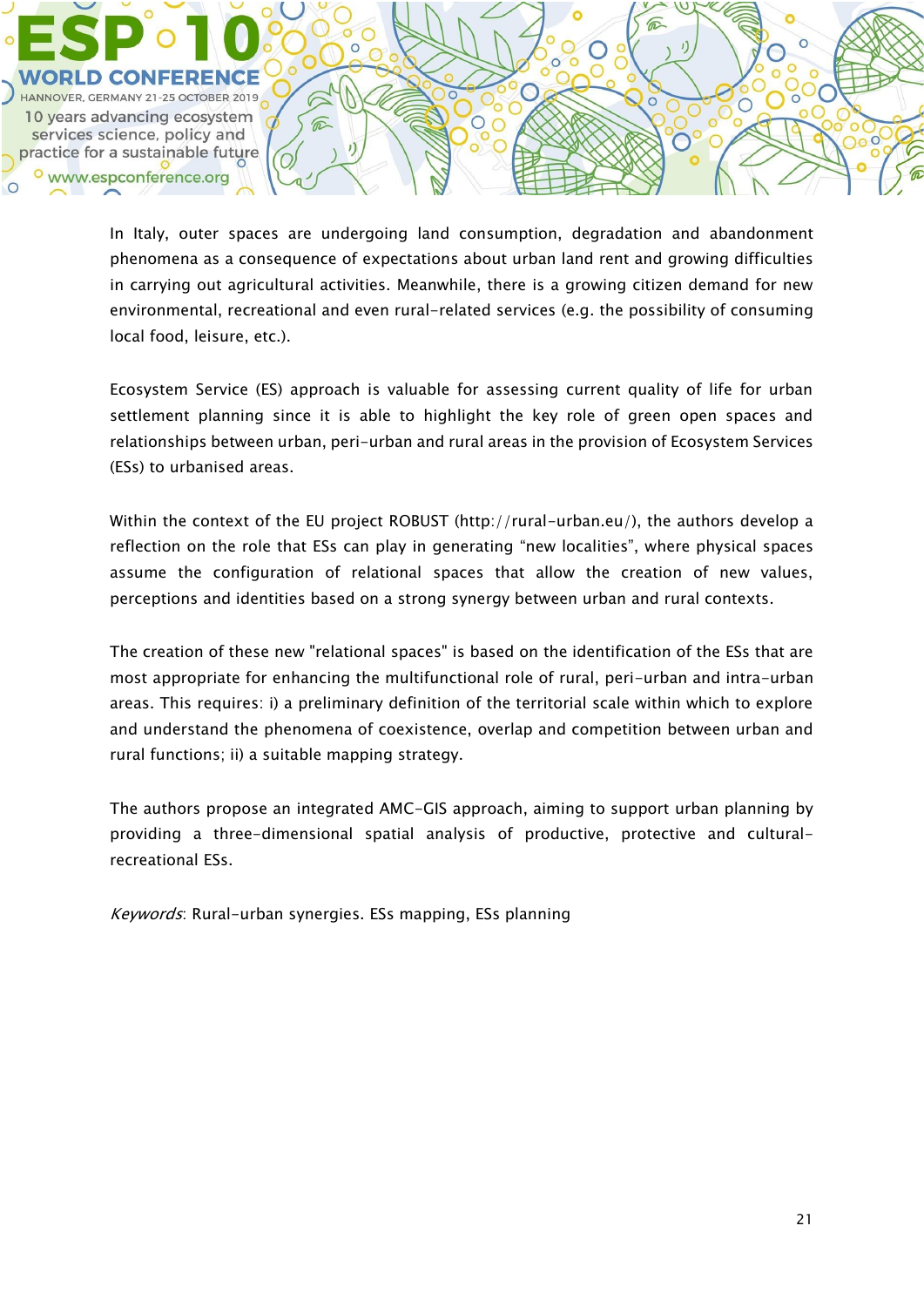In Italy, outer spaces are undergoing land consumption, degradation and abandonment phenomena as a consequence of expectations about urban land rent and growing difficulties in carrying out agricultural activities. Meanwhile, there is a growing citizen demand for new environmental, recreational and even rural-related services (e.g. the possibility of consuming local food, leisure, etc.).

Ecosystem Service (ES) approach is valuable for assessing current quality of life for urban settlement planning since it is able to highlight the key role of green open spaces and relationships between urban, peri-urban and rural areas in the provision of Ecosystem Services (ESs) to urbanised areas.

Within the context of the EU project ROBUST (http://rural-urban.eu/), the authors develop a reflection on the role that ESs can play in generating "new localities", where physical spaces assume the configuration of relational spaces that allow the creation of new values, perceptions and identities based on a strong synergy between urban and rural contexts.

The creation of these new "relational spaces" is based on the identification of the ESs that are most appropriate for enhancing the multifunctional role of rural, peri-urban and intra-urban areas. This requires: i) a preliminary definition of the territorial scale within which to explore and understand the phenomena of coexistence, overlap and competition between urban and rural functions; ii) a suitable mapping strategy.

The authors propose an integrated AMC-GIS approach, aiming to support urban planning by providing a three-dimensional spatial analysis of productive, protective and cultural-recreational ESs.

*Keywords*: Rural-urban synergies. ESs mapping, ESs planning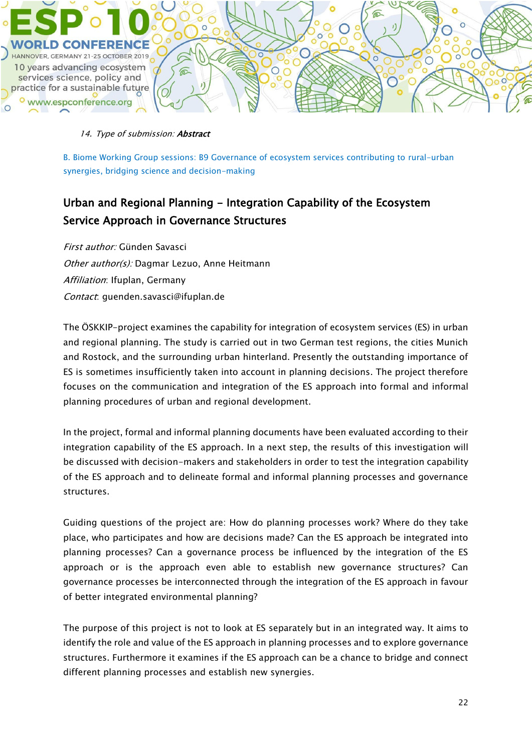*14. Type of submission:* ***Abstract***

B. Biome Working Group sessions: B9 Governance of ecosystem services contributing to rural-urban synergies, bridging science and decision-making

## Urban and Regional Planning - Integration Capability of the Ecosystem Service Approach in Governance Structures

*First author:* Günden Savasci
*Other author(s):* Dagmar Lezuo, Anne Heitmann
*Affiliation*: Ifuplan, Germany
*Contact*: guenden.savasci@ifuplan.de

The ÖSKKIP-project examines the capability for integration of ecosystem services (ES) in urban and regional planning. The study is carried out in two German test regions, the cities Munich and Rostock, and the surrounding urban hinterland. Presently the outstanding importance of ES is sometimes insufficiently taken into account in planning decisions. The project therefore focuses on the communication and integration of the ES approach into formal and informal planning procedures of urban and regional development.

In the project, formal and informal planning documents have been evaluated according to their integration capability of the ES approach. In a next step, the results of this investigation will be discussed with decision-makers and stakeholders in order to test the integration capability of the ES approach and to delineate formal and informal planning processes and governance structures.

Guiding questions of the project are: How do planning processes work? Where do they take place, who participates and how are decisions made? Can the ES approach be integrated into planning processes? Can a governance process be influenced by the integration of the ES approach or is the approach even able to establish new governance structures? Can governance processes be interconnected through the integration of the ES approach in favour of better integrated environmental planning?

The purpose of this project is not to look at ES separately but in an integrated way. It aims to identify the role and value of the ES approach in planning processes and to explore governance structures. Furthermore it examines if the ES approach can be a chance to bridge and connect different planning processes and establish new synergies.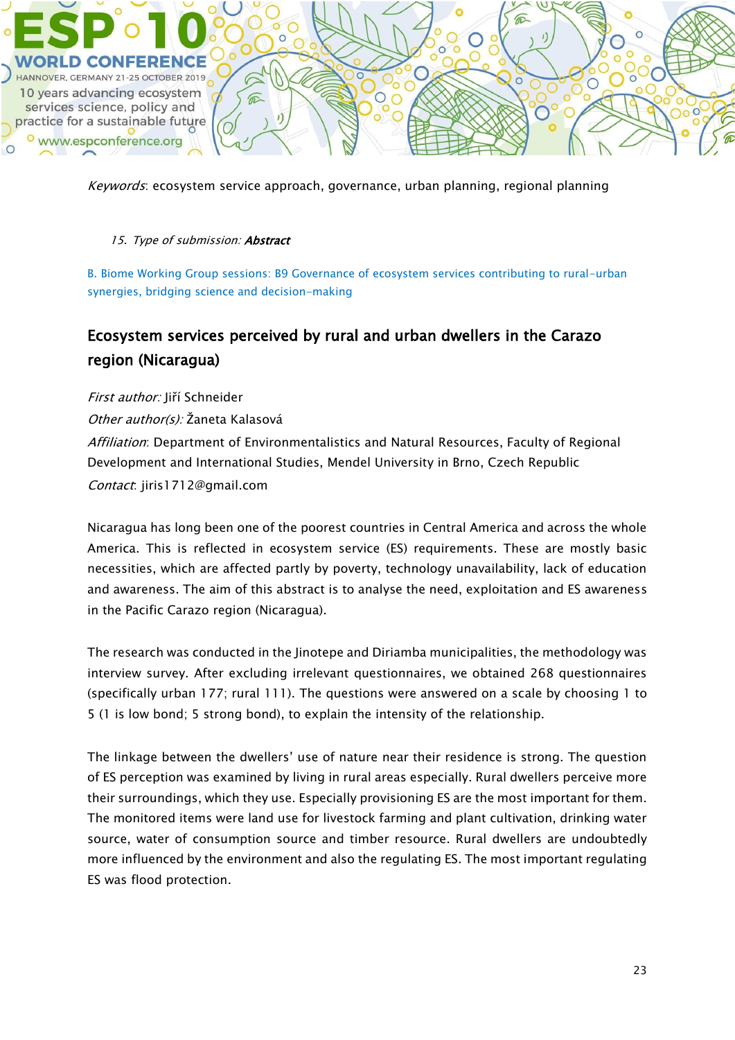*Keywords*: ecosystem service approach, governance, urban planning, regional planning

15. *Type of submission:* ***Abstract***

B. Biome Working Group sessions: B9 Governance of ecosystem services contributing to rural-urban synergies, bridging science and decision-making

## Ecosystem services perceived by rural and urban dwellers in the Carazo region (Nicaragua)

*First author:* Jiří Schneider

*Other author(s):* Žaneta Kalasová

*Affiliation*: Department of Environmentalistics and Natural Resources, Faculty of Regional Development and International Studies, Mendel University in Brno, Czech Republic

*Contact*: jiris1712@gmail.com

Nicaragua has long been one of the poorest countries in Central America and across the whole America. This is reflected in ecosystem service (ES) requirements. These are mostly basic necessities, which are affected partly by poverty, technology unavailability, lack of education and awareness. The aim of this abstract is to analyse the need, exploitation and ES awareness in the Pacific Carazo region (Nicaragua).

The research was conducted in the Jinotepe and Diriamba municipalities, the methodology was interview survey. After excluding irrelevant questionnaires, we obtained 268 questionnaires (specifically urban 177; rural 111). The questions were answered on a scale by choosing 1 to 5 (1 is low bond; 5 strong bond), to explain the intensity of the relationship.

The linkage between the dwellers' use of nature near their residence is strong. The question of ES perception was examined by living in rural areas especially. Rural dwellers perceive more their surroundings, which they use. Especially provisioning ES are the most important for them. The monitored items were land use for livestock farming and plant cultivation, drinking water source, water of consumption source and timber resource. Rural dwellers are undoubtedly more influenced by the environment and also the regulating ES. The most important regulating ES was flood protection.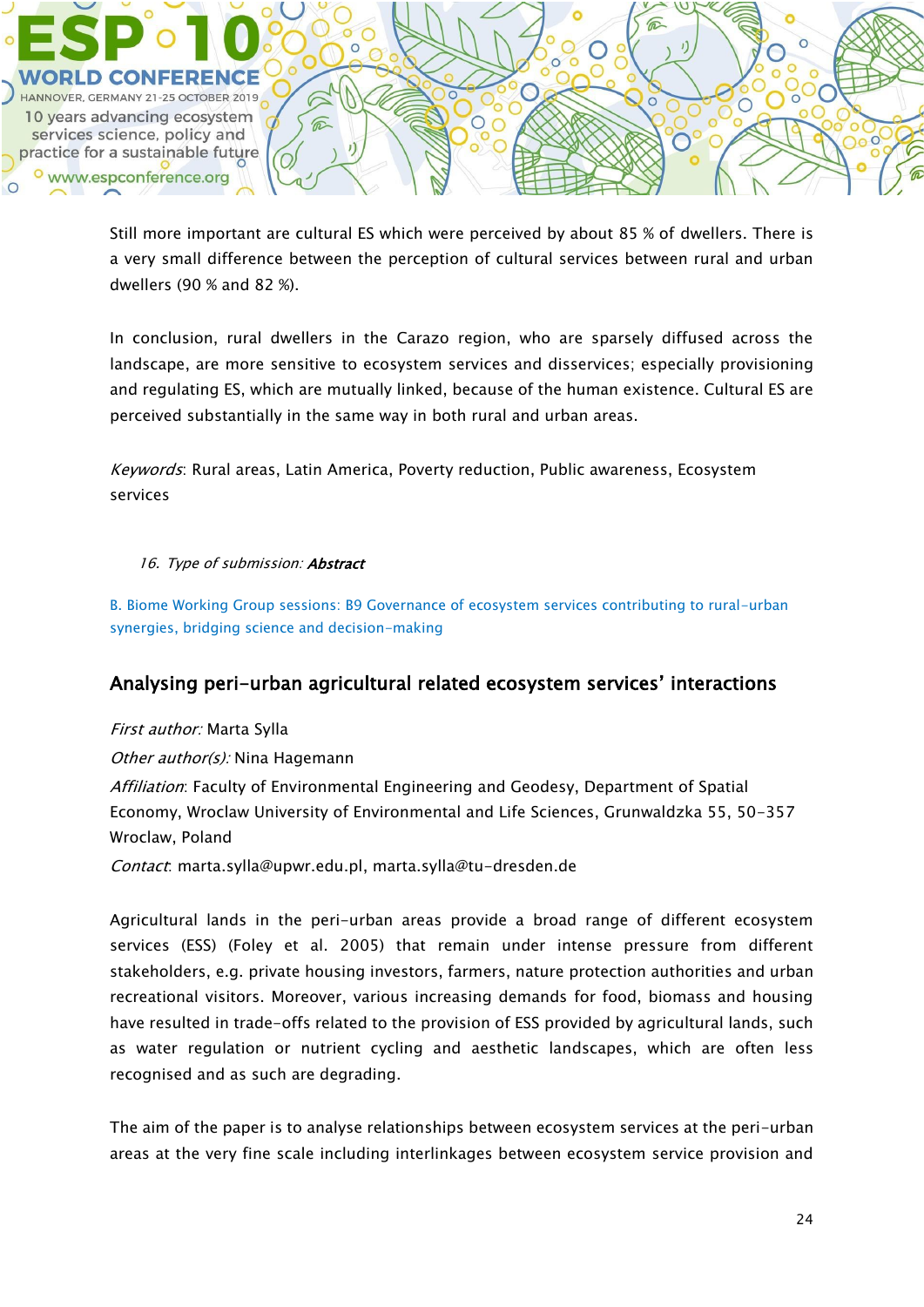Still more important are cultural ES which were perceived by about 85 % of dwellers. There is a very small difference between the perception of cultural services between rural and urban dwellers (90 % and 82 %).

In conclusion, rural dwellers in the Carazo region, who are sparsely diffused across the landscape, are more sensitive to ecosystem services and disservices; especially provisioning and regulating ES, which are mutually linked, because of the human existence. Cultural ES are perceived substantially in the same way in both rural and urban areas.

*Keywords*: Rural areas, Latin America, Poverty reduction, Public awareness, Ecosystem services

16. *Type of submission:* ***Abstract***

B. Biome Working Group sessions: B9 Governance of ecosystem services contributing to rural-urban synergies, bridging science and decision-making

## Analysing peri-urban agricultural related ecosystem services' interactions

*First author:* Marta Sylla

*Other author(s):* Nina Hagemann

*Affiliation*: Faculty of Environmental Engineering and Geodesy, Department of Spatial Economy, Wroclaw University of Environmental and Life Sciences, Grunwaldzka 55, 50-357 Wroclaw, Poland

*Contact*: marta.sylla@upwr.edu.pl, marta.sylla@tu-dresden.de

Agricultural lands in the peri-urban areas provide a broad range of different ecosystem services (ESS) (Foley et al. 2005) that remain under intense pressure from different stakeholders, e.g. private housing investors, farmers, nature protection authorities and urban recreational visitors. Moreover, various increasing demands for food, biomass and housing have resulted in trade-offs related to the provision of ESS provided by agricultural lands, such as water regulation or nutrient cycling and aesthetic landscapes, which are often less recognised and as such are degrading.

The aim of the paper is to analyse relationships between ecosystem services at the peri-urban areas at the very fine scale including interlinkages between ecosystem service provision and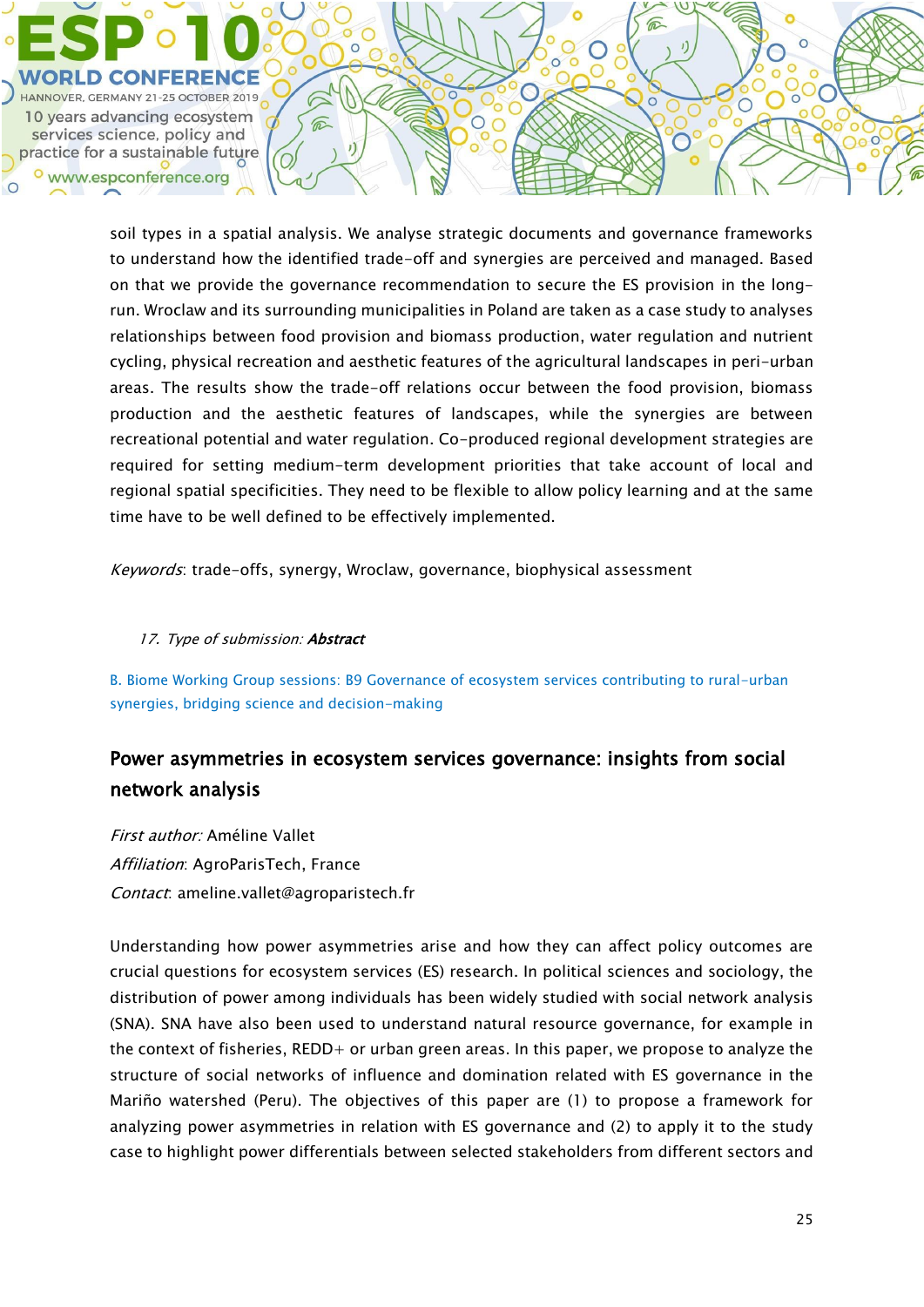soil types in a spatial analysis. We analyse strategic documents and governance frameworks to understand how the identified trade-off and synergies are perceived and managed. Based on that we provide the governance recommendation to secure the ES provision in the long-run. Wroclaw and its surrounding municipalities in Poland are taken as a case study to analyses relationships between food provision and biomass production, water regulation and nutrient cycling, physical recreation and aesthetic features of the agricultural landscapes in peri-urban areas. The results show the trade-off relations occur between the food provision, biomass production and the aesthetic features of landscapes, while the synergies are between recreational potential and water regulation. Co-produced regional development strategies are required for setting medium-term development priorities that take account of local and regional spatial specificities. They need to be flexible to allow policy learning and at the same time have to be well defined to be effectively implemented.

*Keywords*: trade-offs, synergy, Wroclaw, governance, biophysical assessment

17. *Type of submission:* ***Abstract***

B. Biome Working Group sessions: B9 Governance of ecosystem services contributing to rural-urban synergies, bridging science and decision-making

## Power asymmetries in ecosystem services governance: insights from social network analysis

*First author:* Améline Vallet
*Affiliation*: AgroParisTech, France
*Contact*: ameline.vallet@agroparistech.fr

Understanding how power asymmetries arise and how they can affect policy outcomes are crucial questions for ecosystem services (ES) research. In political sciences and sociology, the distribution of power among individuals has been widely studied with social network analysis (SNA). SNA have also been used to understand natural resource governance, for example in the context of fisheries, REDD+ or urban green areas. In this paper, we propose to analyze the structure of social networks of influence and domination related with ES governance in the Mariño watershed (Peru). The objectives of this paper are (1) to propose a framework for analyzing power asymmetries in relation with ES governance and (2) to apply it to the study case to highlight power differentials between selected stakeholders from different sectors and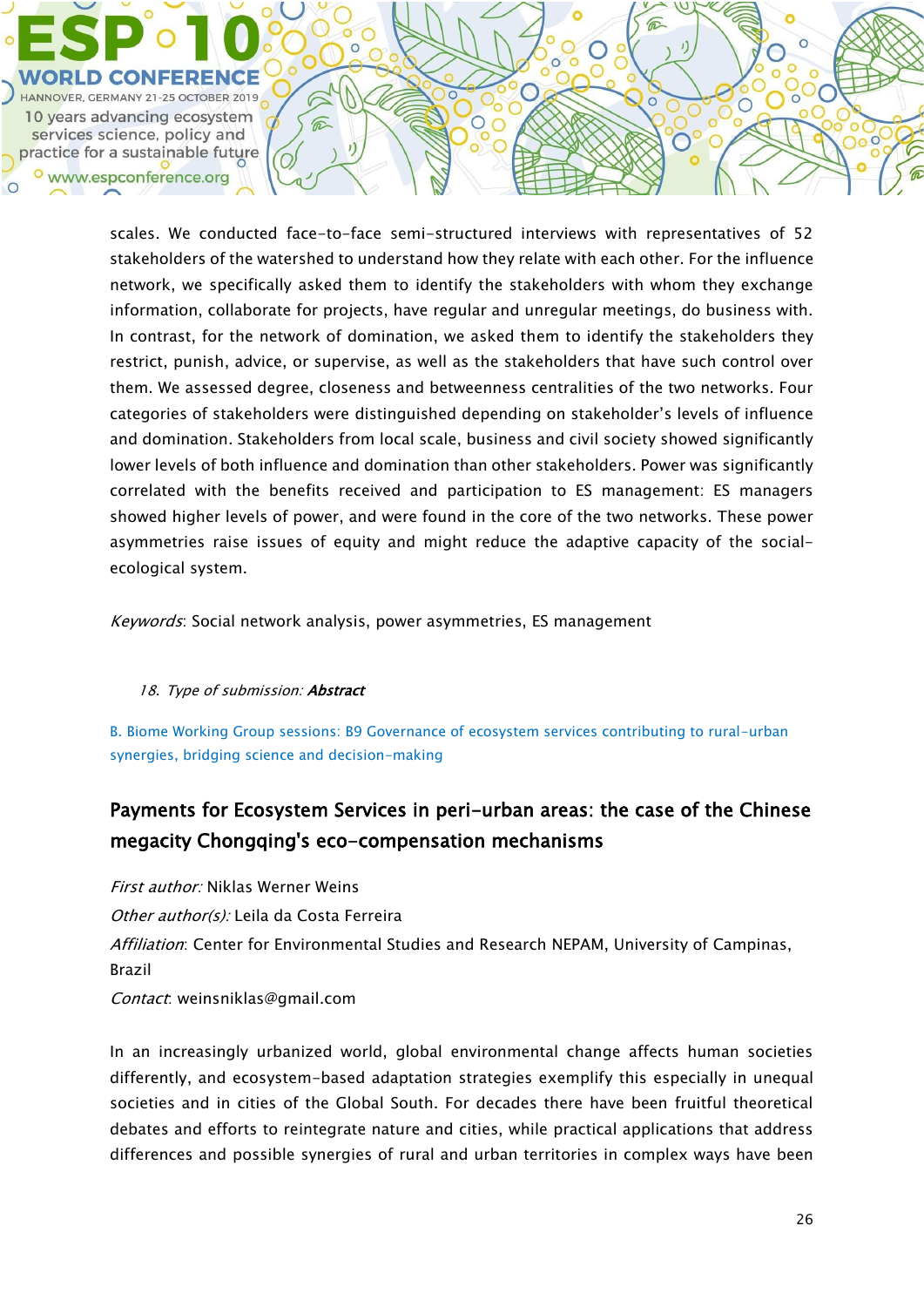scales. We conducted face-to-face semi-structured interviews with representatives of 52 stakeholders of the watershed to understand how they relate with each other. For the influence network, we specifically asked them to identify the stakeholders with whom they exchange information, collaborate for projects, have regular and unregular meetings, do business with. In contrast, for the network of domination, we asked them to identify the stakeholders they restrict, punish, advice, or supervise, as well as the stakeholders that have such control over them. We assessed degree, closeness and betweenness centralities of the two networks. Four categories of stakeholders were distinguished depending on stakeholder's levels of influence and domination. Stakeholders from local scale, business and civil society showed significantly lower levels of both influence and domination than other stakeholders. Power was significantly correlated with the benefits received and participation to ES management: ES managers showed higher levels of power, and were found in the core of the two networks. These power asymmetries raise issues of equity and might reduce the adaptive capacity of the social-ecological system.

*Keywords*: Social network analysis, power asymmetries, ES management

18. *Type of submission:* ***Abstract***

B. Biome Working Group sessions: B9 Governance of ecosystem services contributing to rural-urban synergies, bridging science and decision-making

## Payments for Ecosystem Services in peri-urban areas: the case of the Chinese megacity Chongqing's eco-compensation mechanisms

*First author:* Niklas Werner Weins

*Other author(s):* Leila da Costa Ferreira

*Affiliation*: Center for Environmental Studies and Research NEPAM, University of Campinas, Brazil

*Contact*: weinsniklas@gmail.com

In an increasingly urbanized world, global environmental change affects human societies differently, and ecosystem-based adaptation strategies exemplify this especially in unequal societies and in cities of the Global South. For decades there have been fruitful theoretical debates and efforts to reintegrate nature and cities, while practical applications that address differences and possible synergies of rural and urban territories in complex ways have been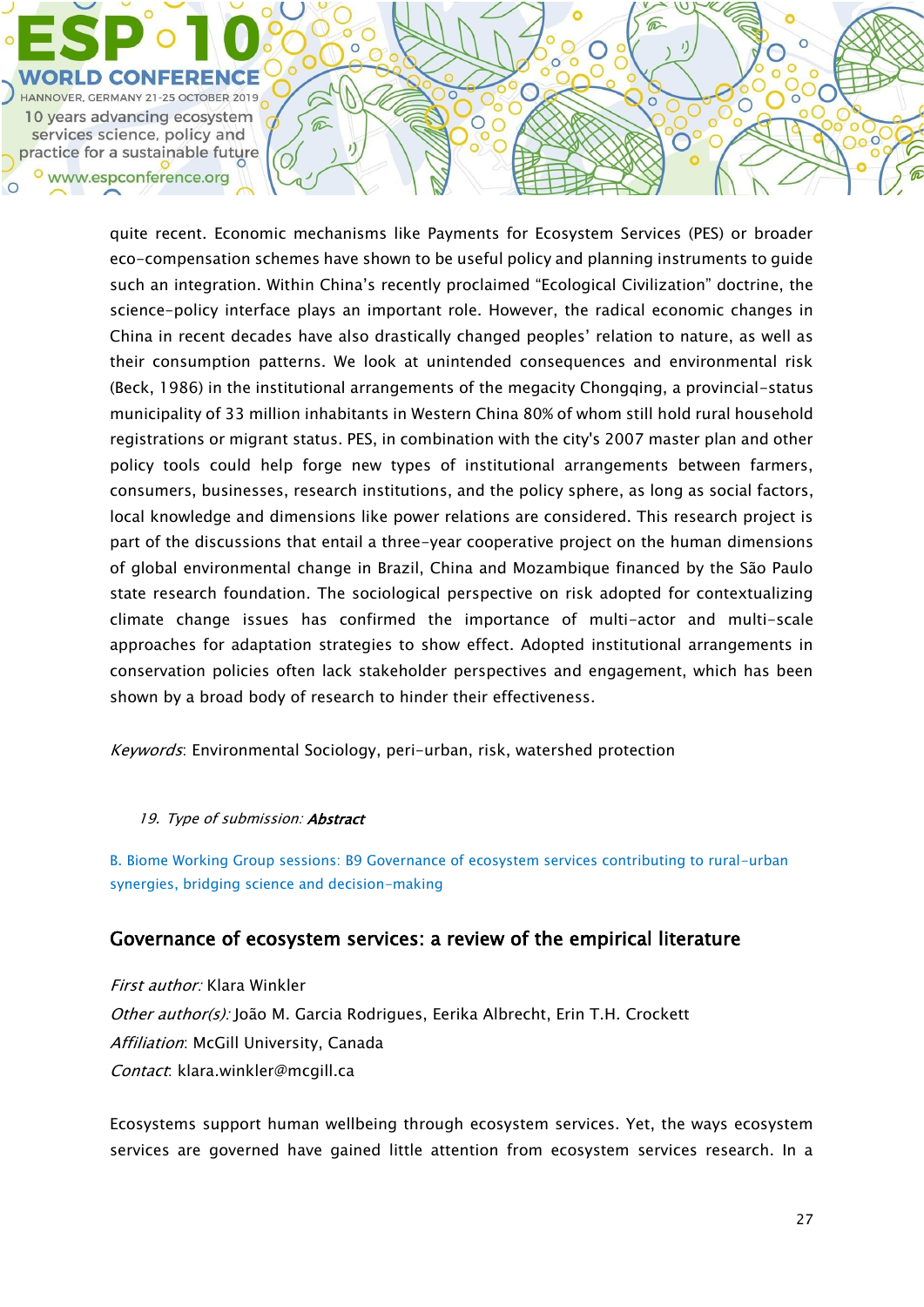quite recent. Economic mechanisms like Payments for Ecosystem Services (PES) or broader eco-compensation schemes have shown to be useful policy and planning instruments to guide such an integration. Within China's recently proclaimed "Ecological Civilization" doctrine, the science-policy interface plays an important role. However, the radical economic changes in China in recent decades have also drastically changed peoples' relation to nature, as well as their consumption patterns. We look at unintended consequences and environmental risk (Beck, 1986) in the institutional arrangements of the megacity Chongqing, a provincial-status municipality of 33 million inhabitants in Western China 80% of whom still hold rural household registrations or migrant status. PES, in combination with the city's 2007 master plan and other policy tools could help forge new types of institutional arrangements between farmers, consumers, businesses, research institutions, and the policy sphere, as long as social factors, local knowledge and dimensions like power relations are considered. This research project is part of the discussions that entail a three-year cooperative project on the human dimensions of global environmental change in Brazil, China and Mozambique financed by the São Paulo state research foundation. The sociological perspective on risk adopted for contextualizing climate change issues has confirmed the importance of multi-actor and multi-scale approaches for adaptation strategies to show effect. Adopted institutional arrangements in conservation policies often lack stakeholder perspectives and engagement, which has been shown by a broad body of research to hinder their effectiveness.

*Keywords*: Environmental Sociology, peri-urban, risk, watershed protection

19. *Type of submission:* ***Abstract***

B. Biome Working Group sessions: B9 Governance of ecosystem services contributing to rural-urban synergies, bridging science and decision-making

## Governance of ecosystem services: a review of the empirical literature

*First author:* Klara Winkler
*Other author(s):* João M. Garcia Rodrigues, Eerika Albrecht, Erin T.H. Crockett
*Affiliation*: McGill University, Canada
*Contact*: klara.winkler@mcgill.ca

Ecosystems support human wellbeing through ecosystem services. Yet, the ways ecosystem services are governed have gained little attention from ecosystem services research. In a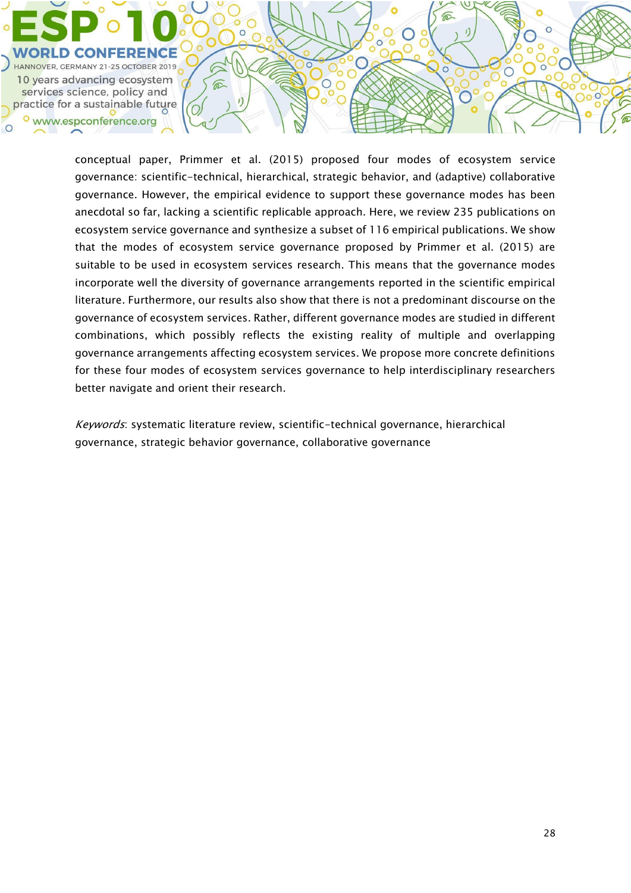conceptual paper, Primmer et al. (2015) proposed four modes of ecosystem service governance: scientific-technical, hierarchical, strategic behavior, and (adaptive) collaborative governance. However, the empirical evidence to support these governance modes has been anecdotal so far, lacking a scientific replicable approach. Here, we review 235 publications on ecosystem service governance and synthesize a subset of 116 empirical publications. We show that the modes of ecosystem service governance proposed by Primmer et al. (2015) are suitable to be used in ecosystem services research. This means that the governance modes incorporate well the diversity of governance arrangements reported in the scientific empirical literature. Furthermore, our results also show that there is not a predominant discourse on the governance of ecosystem services. Rather, different governance modes are studied in different combinations, which possibly reflects the existing reality of multiple and overlapping governance arrangements affecting ecosystem services. We propose more concrete definitions for these four modes of ecosystem services governance to help interdisciplinary researchers better navigate and orient their research.

*Keywords*: systematic literature review, scientific-technical governance, hierarchical governance, strategic behavior governance, collaborative governance